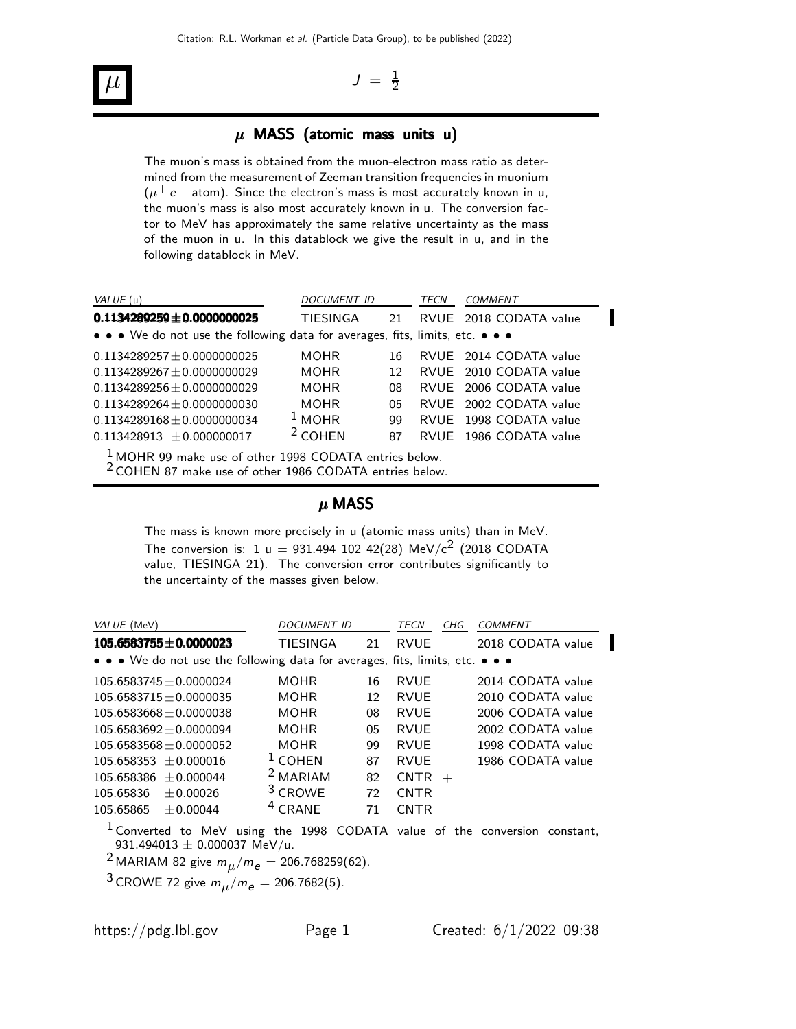# $\mu$

$J = \frac{1}{2}$

## $\mu$ MASS (atomic mass units u)

The muon's mass is obtained from the muon-electron mass ratio as determined from the measurement of Zeeman transition frequencies in muonium ($\mu^+ e^-$ atom). Since the electron's mass is most accurately known in u, the muon's mass is also most accurately known in u. The conversion factor to MeV has approximately the same relative uncertainty as the mass of the muon in u. In this datablock we give the result in u, and in the following datablock in MeV.

| VALUE (u) | DOCUMENT ID | | TECN | COMMENT |
|---|---|---|---|---|
| **0.1134289259±0.0000000025** | TIESINGA | 21 | RVUE | 2018 CODATA value |
| • • • We do not use the following data for averages, fits, limits, etc. • • • | | | | |
| 0.1134289257±0.0000000025 | MOHR | 16 | RVUE | 2014 CODATA value |
| 0.1134289267±0.0000000029 | MOHR | 12 | RVUE | 2010 CODATA value |
| 0.1134289256±0.0000000029 | MOHR | 08 | RVUE | 2006 CODATA value |
| 0.1134289264±0.0000000030 | MOHR | 05 | RVUE | 2002 CODATA value |
| 0.1134289168±0.0000000034 | [1] MOHR | 99 | RVUE | 1998 CODATA value |
| 0.113428913 ±0.000000017 | [2] COHEN | 87 | RVUE | 1986 CODATA value |

[1] MOHR 99 make use of other 1998 CODATA entries below.
[2] COHEN 87 make use of other 1986 CODATA entries below.

## $\mu$ MASS

The mass is known more precisely in u (atomic mass units) than in MeV. The conversion is: 1 u = 931.494 102 42(28) MeV/$c^2$ (2018 CODATA value, TIESINGA 21). The conversion error contributes significantly to the uncertainty of the masses given below.

| VALUE (MeV) | DOCUMENT ID | | TECN | CHG | COMMENT |
|---|---|---|---|---|---|
| **105.6583755±0.0000023** | TIESINGA | 21 | RVUE | | 2018 CODATA value |
| • • • We do not use the following data for averages, fits, limits, etc. • • • | | | | | |
| 105.6583745±0.0000024 | MOHR | 16 | RVUE | | 2014 CODATA value |
| 105.6583715±0.0000035 | MOHR | 12 | RVUE | | 2010 CODATA value |
| 105.6583668±0.0000038 | MOHR | 08 | RVUE | | 2006 CODATA value |
| 105.6583692±0.0000094 | MOHR | 05 | RVUE | | 2002 CODATA value |
| 105.6583568±0.0000052 | MOHR | 99 | RVUE | | 1998 CODATA value |
| 105.658353 ±0.000016 | [1] COHEN | 87 | RVUE | | 1986 CODATA value |
| 105.658386 ±0.000044 | [2] MARIAM | 82 | CNTR | + | |
| 105.65836 ±0.00026 | [3] CROWE | 72 | CNTR | | |
| 105.65865 ±0.00044 | [4] CRANE | 71 | CNTR | | |

[1] Converted to MeV using the 1998 CODATA value of the conversion constant, 931.494013 ± 0.000037 MeV/u.
[2] MARIAM 82 give $m_\mu/m_e$ = 206.768259(62).
[3] CROWE 72 give $m_\mu/m_e$ = 206.7682(5).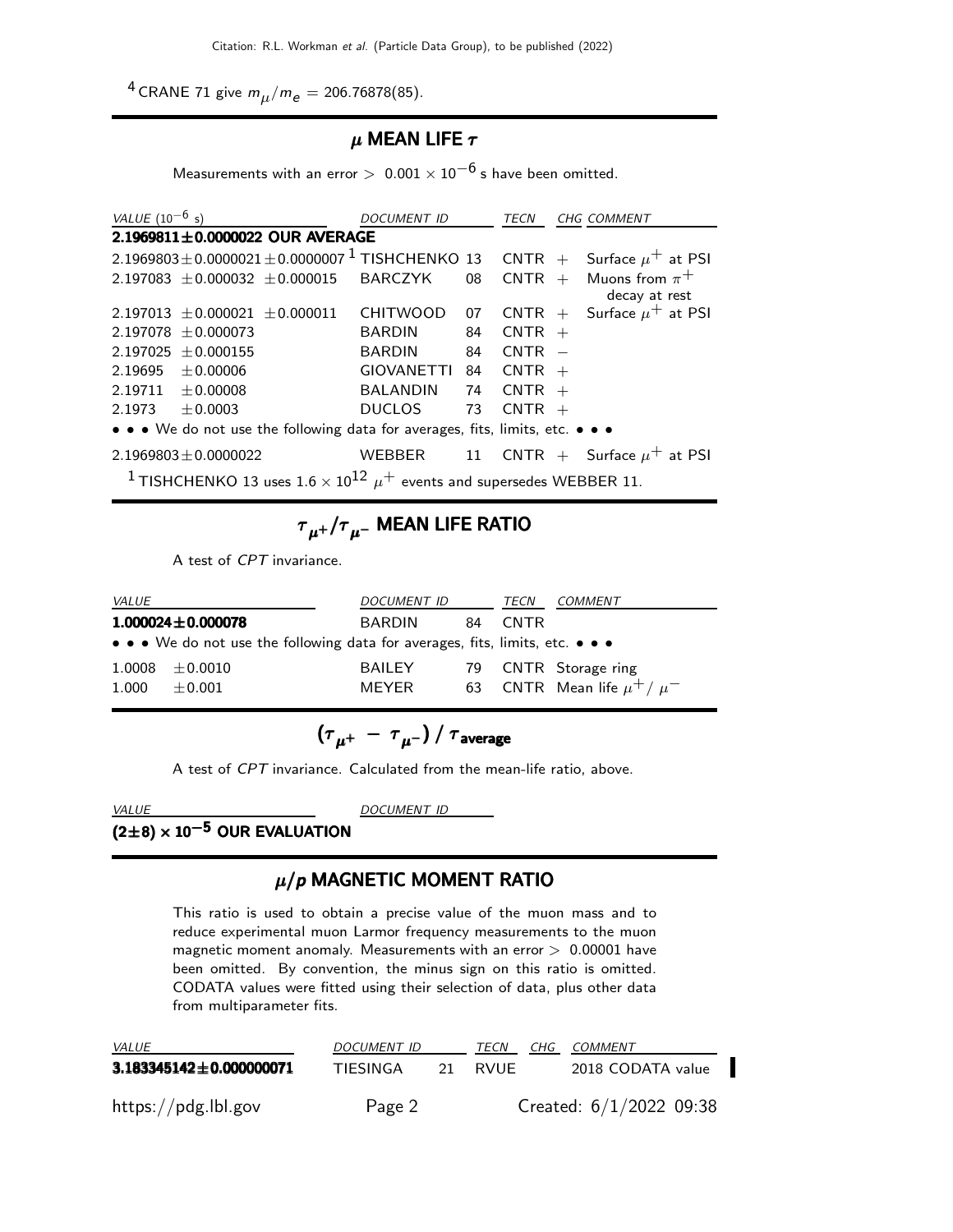[4] CRANE 71 give $m_\mu/m_e$ = 206.76878(85).

## $\mu$ MEAN LIFE $\tau$

Measurements with an error > $0.001 \times 10^{-6}$ s have been omitted.

| VALUE ($10^{-6}$ s) | DOCUMENT ID | | TECN | CHG | COMMENT |
|---|---|---|---|---|---|
| **2.1969811±0.0000022 OUR AVERAGE** | | | | | |
| 2.1969803±0.0000021±0.0000007 | [1] TISHCHENKO | 13 | CNTR | + | Surface $\mu^+$ at PSI |
| 2.197083 ±0.000032 ±0.000015 | BARCZYK | 08 | CNTR | + | Muons from $\pi^+$ decay at rest |
| 2.197013 ±0.000021 ±0.000011 | CHITWOOD | 07 | CNTR | + | Surface $\mu^+$ at PSI |
| 2.197078 ±0.000073 | BARDIN | 84 | CNTR | + | |
| 2.197025 ±0.000155 | BARDIN | 84 | CNTR | − | |
| 2.19695 ±0.00006 | GIOVANETTI | 84 | CNTR | + | |
| 2.19711 ±0.00008 | BALANDIN | 74 | CNTR | + | |
| 2.1973 ±0.0003 | DUCLOS | 73 | CNTR | + | |
| • • • We do not use the following data for averages, fits, limits, etc. • • • | | | | | |
| 2.1969803±0.0000022 | WEBBER | 11 | CNTR | + | Surface $\mu^+$ at PSI |

[1] TISHCHENKO 13 uses $1.6 \times 10^{12}$ $\mu^+$ events and supersedes WEBBER 11.

## $\tau_{\mu^+}/\tau_{\mu^-}$ MEAN LIFE RATIO

A test of *CPT* invariance.

| VALUE | DOCUMENT ID | | TECN | COMMENT |
|---|---|---|---|---|
| **1.000024±0.000078** | BARDIN | 84 | CNTR | |
| • • • We do not use the following data for averages, fits, limits, etc. • • • | | | | |
| 1.0008 ±0.0010 | BAILEY | 79 | CNTR | Storage ring |
| 1.000 ±0.001 | MEYER | 63 | CNTR | Mean life $\mu^+/\mu^-$ |

## $(\tau_{\mu^+} - \tau_{\mu^-}) / \tau_{\text{average}}$

A test of *CPT* invariance. Calculated from the mean-life ratio, above.

| VALUE | DOCUMENT ID |
|---|---|
| **$(2\pm8) \times 10^{-5}$ OUR EVALUATION** | |

## $\mu/p$ MAGNETIC MOMENT RATIO

This ratio is used to obtain a precise value of the muon mass and to reduce experimental muon Larmor frequency measurements to the muon magnetic moment anomaly. Measurements with an error > 0.00001 have been omitted. By convention, the minus sign on this ratio is omitted. CODATA values were fitted using their selection of data, plus other data from multiparameter fits.

| VALUE | DOCUMENT ID | | TECN | CHG | COMMENT |
|---|---|---|---|---|---|
| **3.183345142±0.000000071** | TIESINGA | 21 | RVUE | | 2018 CODATA value |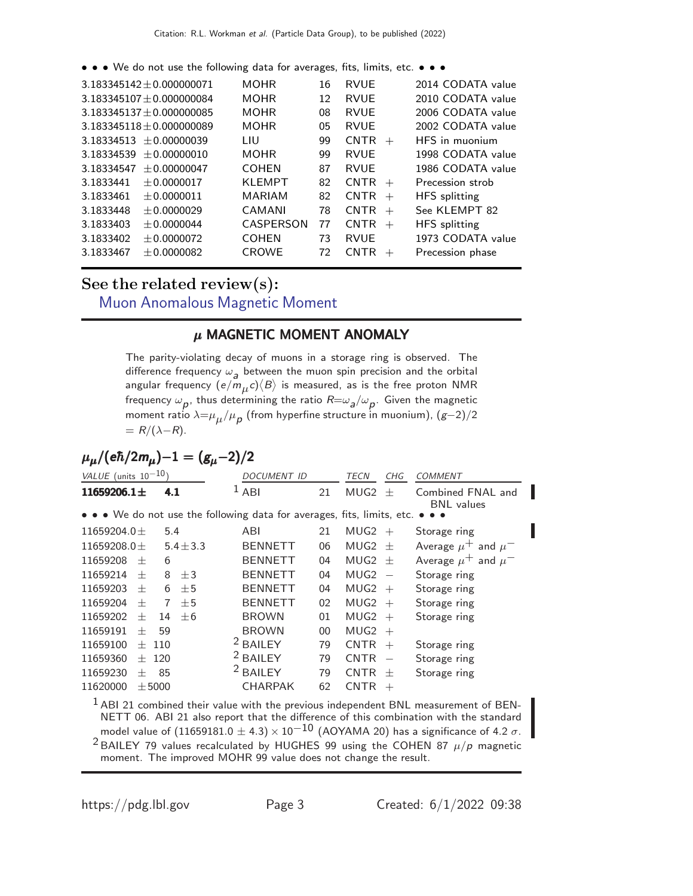• • • We do not use the following data for averages, fits, limits, etc. • • •

| | | | | | |
|---|---|---|---|---|---|
| 3.183345142 ± 0.000000071 | MOHR | 16 | RVUE | | 2014 CODATA value |
| 3.183345107 ± 0.000000084 | MOHR | 12 | RVUE | | 2010 CODATA value |
| 3.183345137 ± 0.000000085 | MOHR | 08 | RVUE | | 2006 CODATA value |
| 3.183345118 ± 0.000000089 | MOHR | 05 | RVUE | | 2002 CODATA value |
| 3.18334513 ± 0.00000039 | LIU | 99 | CNTR | + | HFS in muonium |
| 3.18334539 ± 0.00000010 | MOHR | 99 | RVUE | | 1998 CODATA value |
| 3.18334547 ± 0.00000047 | COHEN | 87 | RVUE | | 1986 CODATA value |
| 3.1833441 ± 0.0000017 | KLEMPT | 82 | CNTR | + | Precession strob |
| 3.1833461 ± 0.0000011 | MARIAM | 82 | CNTR | + | HFS splitting |
| 3.1833448 ± 0.0000029 | CAMANI | 78 | CNTR | + | See KLEMPT 82 |
| 3.1833403 ± 0.0000044 | CASPERSON | 77 | CNTR | + | HFS splitting |
| 3.1833402 ± 0.0000072 | COHEN | 73 | RVUE | | 1973 CODATA value |
| 3.1833467 ± 0.0000082 | CROWE | 72 | CNTR | + | Precession phase |

## See the related review(s):

Muon Anomalous Magnetic Moment

## $\mu$ MAGNETIC MOMENT ANOMALY

The parity-violating decay of muons in a storage ring is observed. The difference frequency $\omega_a$ between the muon spin precision and the orbital angular frequency $(e/m_\mu c)\langle B\rangle$ is measured, as is the free proton NMR frequency $\omega_p$, thus determining the ratio $R=\omega_a/\omega_p$. Given the magnetic moment ratio $\lambda=\mu_\mu/\mu_p$ (from hyperfine structure in muonium), $(g-2)/2 = R/(\lambda-R)$.

### $\mu_\mu/(e\hbar/2m_\mu)-1 = (g_\mu-2)/2$

| VALUE (units $10^{-10}$) | DOCUMENT ID | | TECN | CHG | COMMENT |
|---|---|---|---|---|---|
| **11659206.1 ± 4.1** | [1] ABI | 21 | MUG2 | ± | Combined FNAL and BNL values |
| • • • We do not use the following data for averages, fits, limits, etc. • • • | | | | | |
| 11659204.0 ± 5.4 | ABI | 21 | MUG2 | + | Storage ring |
| 11659208.0 ± 5.4 ± 3.3 | BENNETT | 06 | MUG2 | ± | Average $\mu^+$ and $\mu^-$ |
| 11659208 ± 6 | BENNETT | 04 | MUG2 | ± | Average $\mu^+$ and $\mu^-$ |
| 11659214 ± 8 ± 3 | BENNETT | 04 | MUG2 | − | Storage ring |
| 11659203 ± 6 ± 5 | BENNETT | 04 | MUG2 | + | Storage ring |
| 11659204 ± 7 ± 5 | BENNETT | 02 | MUG2 | + | Storage ring |
| 11659202 ± 14 ± 6 | BROWN | 01 | MUG2 | + | Storage ring |
| 11659191 ± 59 | BROWN | 00 | MUG2 | + | |
| 11659100 ± 110 | [2] BAILEY | 79 | CNTR | + | Storage ring |
| 11659360 ± 120 | [2] BAILEY | 79 | CNTR | − | Storage ring |
| 11659230 ± 85 | [2] BAILEY | 79 | CNTR | ± | Storage ring |
| 11620000 ± 5000 | CHARPAK | 62 | CNTR | + | |

[1] ABI 21 combined their value with the previous independent BNL measurement of BENNETT 06. ABI 21 also report that the difference of this combination with the standard model value of $(11659181.0 \pm 4.3) \times 10^{-10}$ (AOYAMA 20) has a significance of 4.2 $\sigma$.

[2] BAILEY 79 values recalculated by HUGHES 99 using the COHEN 87 $\mu/p$ magnetic moment. The improved MOHR 99 value does not change the result.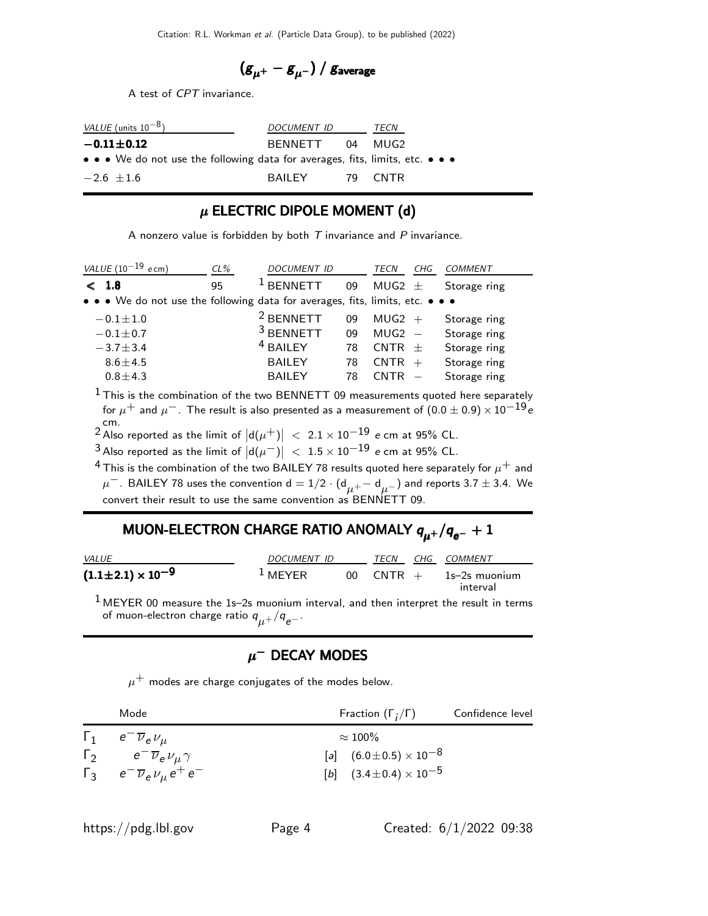## $(g_{\mu^+} - g_{\mu^-}) / g_{\text{average}}$

A test of *CPT* invariance.

| *VALUE* (units $10^{-8}$) | *DOCUMENT ID* | | *TECN* |
|---|---|---|---|
| **$-0.11 \pm 0.12$** | BENNETT | 04 | MUG2 |
| • • • We do not use the following data for averages, fits, limits, etc. • • • | | | |
| $-2.6 \pm 1.6$ | BAILEY | 79 | CNTR |

## $\mu$ ELECTRIC DIPOLE MOMENT (d)

A nonzero value is forbidden by both *T* invariance and *P* invariance.

| *VALUE* ($10^{-19}$ *e* cm) | *CL%* | *DOCUMENT ID* | | *TECN* | *CHG* | *COMMENT* |
|---|---|---|---|---|---|---|
| **$< 1.8$** | 95 | [1] BENNETT | 09 | MUG2 | $\pm$ | Storage ring |
| • • • We do not use the following data for averages, fits, limits, etc. • • • | | | | | | |
| $-0.1 \pm 1.0$ | | [2] BENNETT | 09 | MUG2 | $+$ | Storage ring |
| $-0.1 \pm 0.7$ | | [3] BENNETT | 09 | MUG2 | $-$ | Storage ring |
| $-3.7 \pm 3.4$ | | [4] BAILEY | 78 | CNTR | $\pm$ | Storage ring |
| $8.6 \pm 4.5$ | | BAILEY | 78 | CNTR | $+$ | Storage ring |
| $0.8 \pm 4.3$ | | BAILEY | 78 | CNTR | $-$ | Storage ring |

[1] This is the combination of the two BENNETT 09 measurements quoted here separately for $\mu^+$ and $\mu^-$. The result is also presented as a measurement of $(0.0 \pm 0.9) \times 10^{-19} e$ cm.

[2] Also reported as the limit of $|d(\mu^+)| < 2.1 \times 10^{-19}$ *e* cm at 95% CL.

[3] Also reported as the limit of $|d(\mu^-)| < 1.5 \times 10^{-19}$ *e* cm at 95% CL.

[4] This is the combination of the two BAILEY 78 results quoted here separately for $\mu^+$ and $\mu^-$. BAILEY 78 uses the convention $d = 1/2 \cdot (d_{\mu^+} - d_{\mu^-})$ and reports $3.7 \pm 3.4$. We convert their result to use the same convention as BENNETT 09.

## MUON-ELECTRON CHARGE RATIO ANOMALY $q_{\mu^+}/q_{e^-} + 1$

| *VALUE* | *DOCUMENT ID* | | *TECN* | *CHG* | *COMMENT* |
|---|---|---|---|---|---|
| **$(1.1 \pm 2.1) \times 10^{-9}$** | [1] MEYER | 00 | CNTR | $+$ | 1s–2s muonium interval |

[1] MEYER 00 measure the 1s–2s muonium interval, and then interpret the result in terms of muon-electron charge ratio $q_{\mu^+}/q_{e^-}$.

## $\mu^-$ DECAY MODES

$\mu^+$ modes are charge conjugates of the modes below.

| | Mode | | Fraction ($\Gamma_i/\Gamma$) | Confidence level |
|---|---|---|---|---|
| $\Gamma_1$ | $e^- \overline{\nu}_e \nu_\mu$ | | $\approx 100\%$ | |
| $\Gamma_2$ | $e^- \overline{\nu}_e \nu_\mu \gamma$ | [a] | $(6.0 \pm 0.5) \times 10^{-8}$ | |
| $\Gamma_3$ | $e^- \overline{\nu}_e \nu_\mu e^+ e^-$ | [b] | $(3.4 \pm 0.4) \times 10^{-5}$ | |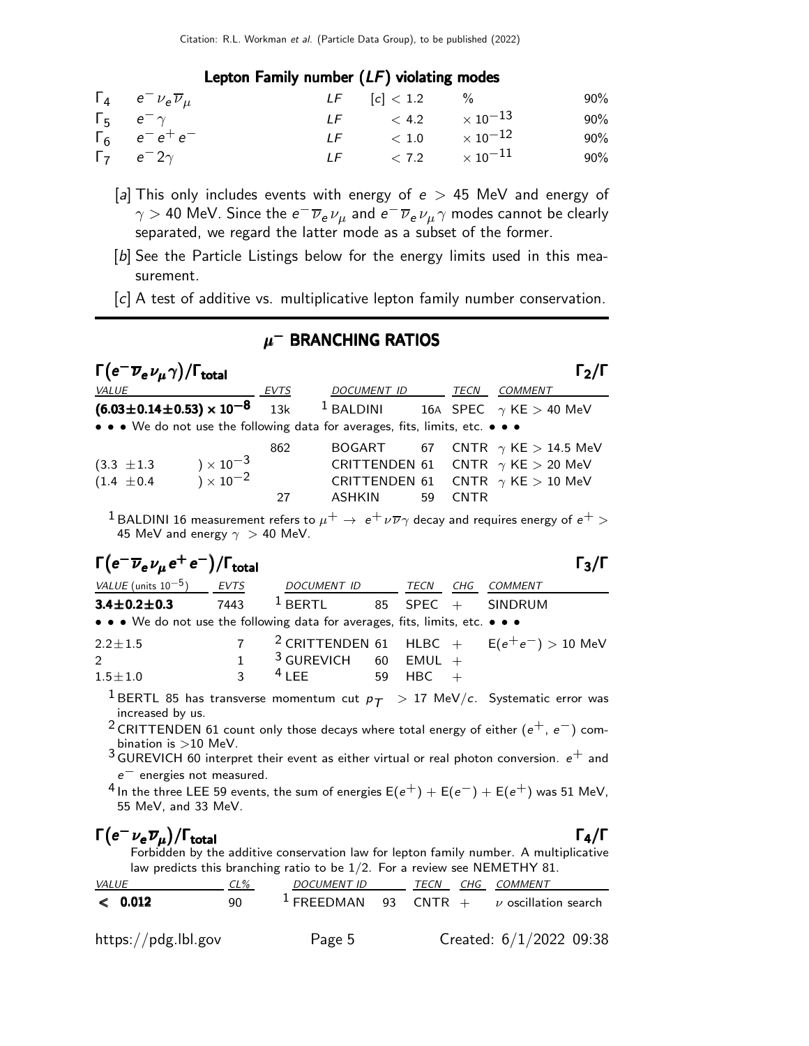### Lepton Family number (*LF*) violating modes

| | | | | | |
|---|---|---|---|---|---|
| $\Gamma_4$ | $e^- \nu_e \overline{\nu}_\mu$ | *LF* | [c] $< 1.2$ | % | 90% |
| $\Gamma_5$ | $e^- \gamma$ | *LF* | $< 4.2$ | $\times 10^{-13}$ | 90% |
| $\Gamma_6$ | $e^- e^+ e^-$ | *LF* | $< 1.0$ | $\times 10^{-12}$ | 90% |
| $\Gamma_7$ | $e^- 2\gamma$ | *LF* | $< 7.2$ | $\times 10^{-11}$ | 90% |

[a] This only includes events with energy of $e > 45$ MeV and energy of $\gamma > 40$ MeV. Since the $e^- \overline{\nu}_e \nu_\mu$ and $e^- \overline{\nu}_e \nu_\mu \gamma$ modes cannot be clearly separated, we regard the latter mode as a subset of the former.

[b] See the Particle Listings below for the energy limits used in this measurement.

[c] A test of additive vs. multiplicative lepton family number conservation.

## $\mu^-$ BRANCHING RATIOS

### $\Gamma(e^- \overline{\nu}_e \nu_\mu \gamma)/\Gamma_{\text{total}}$ — $\Gamma_2/\Gamma$

| VALUE | EVTS | DOCUMENT ID | | TECN | COMMENT |
|---|---|---|---|---|---|
| **$(6.03 \pm 0.14 \pm 0.53) \times 10^{-8}$** | 13k | [1] BALDINI | 16A | SPEC | $\gamma$ KE $> 40$ MeV |
| • • • We do not use the following data for averages, fits, limits, etc. • • • | | | | | |
| | 862 | BOGART | 67 | CNTR | $\gamma$ KE $> 14.5$ MeV |
| $(3.3 \pm 1.3) \times 10^{-3}$ | | CRITTENDEN | 61 | CNTR | $\gamma$ KE $> 20$ MeV |
| $(1.4 \pm 0.4) \times 10^{-2}$ | | CRITTENDEN | 61 | CNTR | $\gamma$ KE $> 10$ MeV |
| | 27 | ASHKIN | 59 | CNTR | |

[1] BALDINI 16 measurement refers to $\mu^+ \to e^+ \nu \overline{\nu} \gamma$ decay and requires energy of $e^+ > 45$ MeV and energy $\gamma > 40$ MeV.

### $\Gamma(e^- \overline{\nu}_e \nu_\mu e^+ e^-)/\Gamma_{\text{total}}$ — $\Gamma_3/\Gamma$

| VALUE (units $10^{-5}$) | EVTS | DOCUMENT ID | | TECN | CHG | COMMENT |
|---|---|---|---|---|---|---|
| **$3.4 \pm 0.2 \pm 0.3$** | 7443 | [1] BERTL | 85 | SPEC | + | SINDRUM |
| • • • We do not use the following data for averages, fits, limits, etc. • • • | | | | | | |
| $2.2 \pm 1.5$ | 7 | [2] CRITTENDEN | 61 | HLBC | + | $E(e^+e^-) > 10$ MeV |
| 2 | 1 | [3] GUREVICH | 60 | EMUL | + | |
| $1.5 \pm 1.0$ | 3 | [4] LEE | 59 | HBC | + | |

[1] BERTL 85 has transverse momentum cut $p_T > 17$ MeV/$c$. Systematic error was increased by us.

[2] CRITTENDEN 61 count only those decays where total energy of either $(e^+, e^-)$ combination is $>10$ MeV.

[3] GUREVICH 60 interpret their event as either virtual or real photon conversion. $e^+$ and $e^-$ energies not measured.

[4] In the three LEE 59 events, the sum of energies $E(e^+) + E(e^-) + E(e^+)$ was 51 MeV, 55 MeV, and 33 MeV.

### $\Gamma(e^- \nu_e \overline{\nu}_\mu)/\Gamma_{\text{total}}$ — $\Gamma_4/\Gamma$

Forbidden by the additive conservation law for lepton family number. A multiplicative law predicts this branching ratio to be 1/2. For a review see NEMETHY 81.

| VALUE | CL% | DOCUMENT ID | | TECN | CHG | COMMENT |
|---|---|---|---|---|---|---|
| **$< 0.012$** | 90 | [1] FREEDMAN | 93 | CNTR | + | $\nu$ oscillation search |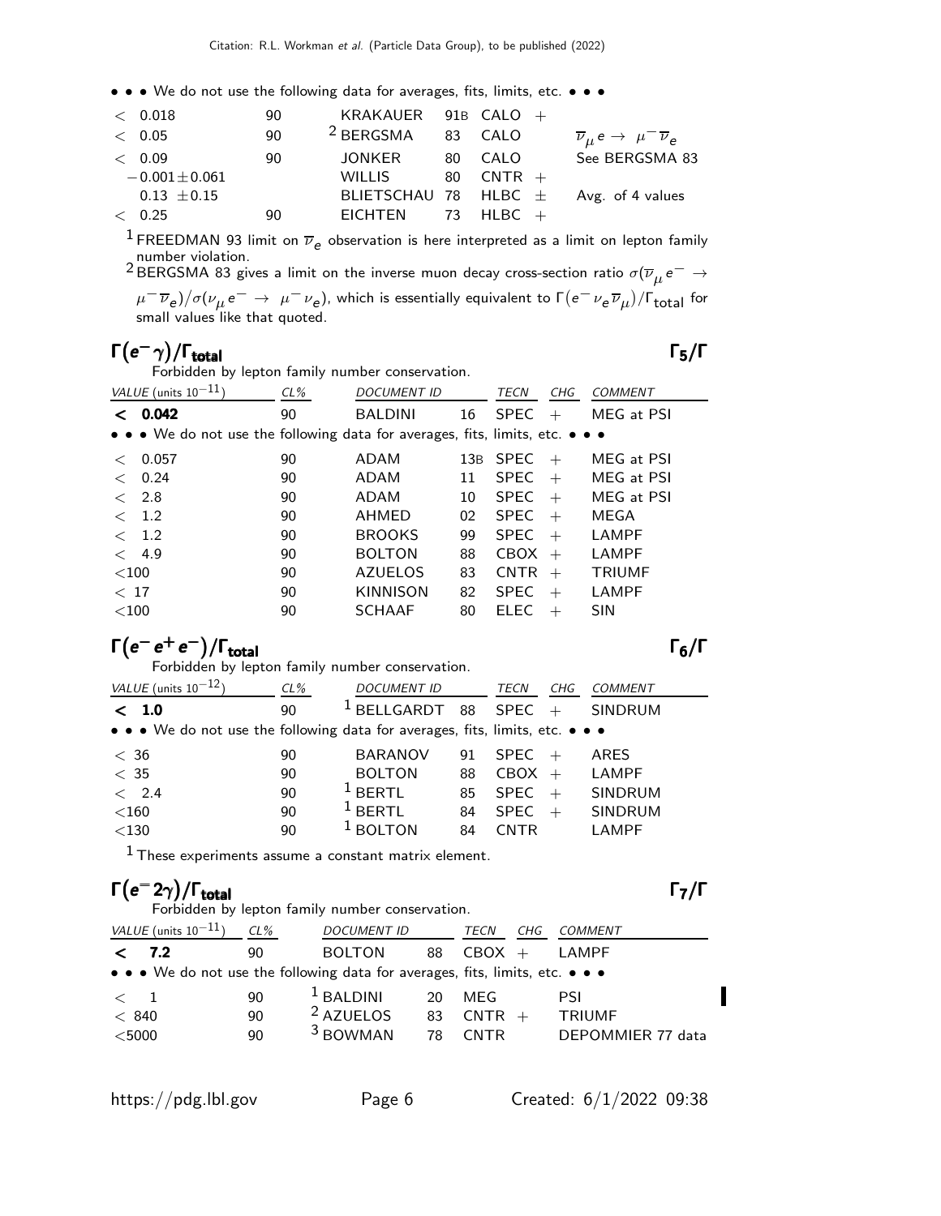• • • We do not use the following data for averages, fits, limits, etc. • • •

| | | | | | | |
|---|---|---|---|---|---|---|
| $<$ 0.018 | 90 | KRAKAUER | 91B | CALO | + | |
| $<$ 0.05 | 90 | [2] BERGSMA | 83 | CALO | | $\overline{\nu}_\mu e \to \mu^- \overline{\nu}_e$ |
| $<$ 0.09 | 90 | JONKER | 80 | CALO | | See BERGSMA 83 |
| $-0.001 \pm 0.061$ | | WILLIS | 80 | CNTR | + | |
| $0.13 \pm 0.15$ | | BLIETSCHAU | 78 | HLBC | $\pm$ | Avg. of 4 values |
| $<$ 0.25 | 90 | EICHTEN | 73 | HLBC | + | |

[1] FREEDMAN 93 limit on $\overline{\nu}_e$ observation is here interpreted as a limit on lepton family number violation.

[2] BERGSMA 83 gives a limit on the inverse muon decay cross-section ratio $\sigma(\overline{\nu}_\mu e^- \to \mu^- \overline{\nu}_e)/\sigma(\nu_\mu e^- \to \mu^- \nu_e)$, which is essentially equivalent to $\Gamma(e^- \nu_e \overline{\nu}_\mu)/\Gamma_{\text{total}}$ for small values like that quoted.

## $\Gamma(e^- \gamma)/\Gamma_{\text{total}}$ $\Gamma_5/\Gamma$

Forbidden by lepton family number conservation.

| VALUE (units $10^{-11}$) | CL% | DOCUMENT ID | | TECN | CHG | COMMENT |
|---|---|---|---|---|---|---|
| **$<$ 0.042** | 90 | BALDINI | 16 | SPEC | + | MEG at PSI |
| • • • We do not use the following data for averages, fits, limits, etc. • • • | | | | | | |
| $<$ 0.057 | 90 | ADAM | 13B | SPEC | + | MEG at PSI |
| $<$ 0.24 | 90 | ADAM | 11 | SPEC | + | MEG at PSI |
| $<$ 2.8 | 90 | ADAM | 10 | SPEC | + | MEG at PSI |
| $<$ 1.2 | 90 | AHMED | 02 | SPEC | + | MEGA |
| $<$ 1.2 | 90 | BROOKS | 99 | SPEC | + | LAMPF |
| $<$ 4.9 | 90 | BOLTON | 88 | CBOX | + | LAMPF |
| $<$100 | 90 | AZUELOS | 83 | CNTR | + | TRIUMF |
| $<$ 17 | 90 | KINNISON | 82 | SPEC | + | LAMPF |
| $<$100 | 90 | SCHAAF | 80 | ELEC | + | SIN |

## $\Gamma(e^- e^+ e^-)/\Gamma_{\text{total}}$ $\Gamma_6/\Gamma$

Forbidden by lepton family number conservation.

| VALUE (units $10^{-12}$) | CL% | DOCUMENT ID | | TECN | CHG | COMMENT |
|---|---|---|---|---|---|---|
| **$<$ 1.0** | 90 | [1] BELLGARDT | 88 | SPEC | + | SINDRUM |
| • • • We do not use the following data for averages, fits, limits, etc. • • • | | | | | | |
| $<$ 36 | 90 | BARANOV | 91 | SPEC | + | ARES |
| $<$ 35 | 90 | BOLTON | 88 | CBOX | + | LAMPF |
| $<$ 2.4 | 90 | [1] BERTL | 85 | SPEC | + | SINDRUM |
| $<$160 | 90 | [1] BERTL | 84 | SPEC | + | SINDRUM |
| $<$130 | 90 | [1] BOLTON | 84 | CNTR | | LAMPF |

[1] These experiments assume a constant matrix element.

## $\Gamma(e^- 2\gamma)/\Gamma_{\text{total}}$ $\Gamma_7/\Gamma$

Forbidden by lepton family number conservation.

| VALUE (units $10^{-11}$) | CL% | DOCUMENT ID | | TECN | CHG | COMMENT |
|---|---|---|---|---|---|---|
| **$<$ 7.2** | 90 | BOLTON | 88 | CBOX | + | LAMPF |
| • • • We do not use the following data for averages, fits, limits, etc. • • • | | | | | | |
| $<$ 1 | 90 | [1] BALDINI | 20 | MEG | | PSI |
| $<$ 840 | 90 | [2] AZUELOS | 83 | CNTR | + | TRIUMF |
| $<$5000 | 90 | [3] BOWMAN | 78 | CNTR | | DEPOMMIER 77 data |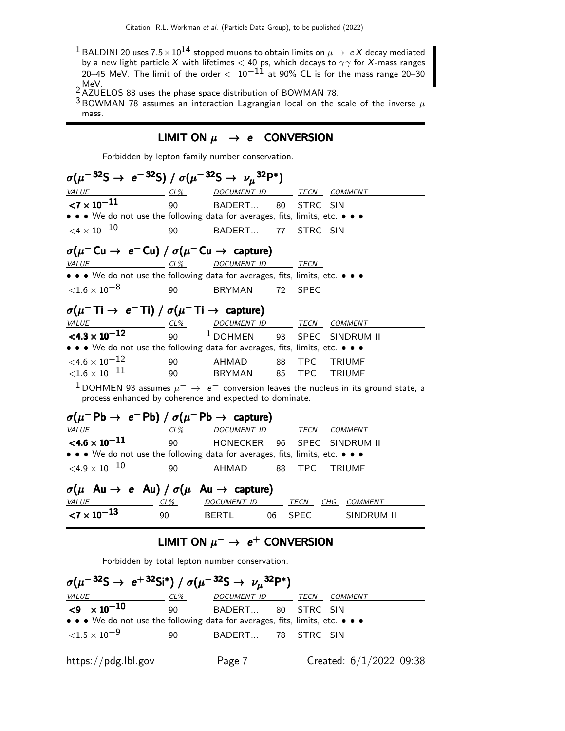[1] BALDINI 20 uses $7.5 \times 10^{14}$ stopped muons to obtain limits on $\mu \to eX$ decay mediated by a new light particle $X$ with lifetimes < 40 ps, which decays to $\gamma\gamma$ for $X$-mass ranges 20–45 MeV. The limit of the order $< 10^{-11}$ at 90% CL is for the mass range 20–30 MeV.

[2] AZUELOS 83 uses the phase space distribution of BOWMAN 78.

[3] BOWMAN 78 assumes an interaction Lagrangian local on the scale of the inverse $\mu$ mass.

## LIMIT ON $\mu^- \to e^-$ CONVERSION

Forbidden by lepton family number conservation.

### $\sigma(\mu^- {}^{32}S \to e^- {}^{32}S)$ / $\sigma(\mu^- {}^{32}S \to \nu_\mu {}^{32}P^*)$

| VALUE | CL% | DOCUMENT ID | | TECN | COMMENT |
|---|---|---|---|---|---|
| **$<7 \times 10^{-11}$** | 90 | BADERT... | 80 | STRC | SIN |
| • • • We do not use the following data for averages, fits, limits, etc. • • • | | | | | |
| $<4 \times 10^{-10}$ | 90 | BADERT... | 77 | STRC | SIN |

### $\sigma(\mu^- Cu \to e^- Cu)$ / $\sigma(\mu^- Cu \to$ capture)

| VALUE | CL% | DOCUMENT ID | | TECN |
|---|---|---|---|---|
| • • • We do not use the following data for averages, fits, limits, etc. • • • | | | | |
| $<1.6 \times 10^{-8}$ | 90 | BRYMAN | 72 | SPEC |

### $\sigma(\mu^- Ti \to e^- Ti)$ / $\sigma(\mu^- Ti \to$ capture)

| VALUE | CL% | DOCUMENT ID | | TECN | COMMENT |
|---|---|---|---|---|---|
| **$<4.3 \times 10^{-12}$** | 90 | [1] DOHMEN | 93 | SPEC | SINDRUM II |
| • • • We do not use the following data for averages, fits, limits, etc. • • • | | | | | |
| $<4.6 \times 10^{-12}$ | 90 | AHMAD | 88 | TPC | TRIUMF |
| $<1.6 \times 10^{-11}$ | 90 | BRYMAN | 85 | TPC | TRIUMF |

[1] DOHMEN 93 assumes $\mu^- \to e^-$ conversion leaves the nucleus in its ground state, a process enhanced by coherence and expected to dominate.

### $\sigma(\mu^- Pb \to e^- Pb)$ / $\sigma(\mu^- Pb \to$ capture)

| VALUE | CL% | DOCUMENT ID | | TECN | COMMENT |
|---|---|---|---|---|---|
| **$<4.6 \times 10^{-11}$** | 90 | HONECKER | 96 | SPEC | SINDRUM II |
| • • • We do not use the following data for averages, fits, limits, etc. • • • | | | | | |
| $<4.9 \times 10^{-10}$ | 90 | AHMAD | 88 | TPC | TRIUMF |

### $\sigma(\mu^- Au \to e^- Au)$ / $\sigma(\mu^- Au \to$ capture)

| VALUE | CL% | DOCUMENT ID | | TECN | CHG | COMMENT |
|---|---|---|---|---|---|---|
| **$<7 \times 10^{-13}$** | 90 | BERTL | 06 | SPEC | $-$ | SINDRUM II |

## LIMIT ON $\mu^- \to e^+$ CONVERSION

Forbidden by total lepton number conservation.

### $\sigma(\mu^- {}^{32}S \to e^+ {}^{32}Si^*)$ / $\sigma(\mu^- {}^{32}S \to \nu_\mu {}^{32}P^*)$

| VALUE | CL% | DOCUMENT ID | | TECN | COMMENT |
|---|---|---|---|---|---|
| **$<9 \times 10^{-10}$** | 90 | BADERT... | 80 | STRC | SIN |
| • • • We do not use the following data for averages, fits, limits, etc. • • • | | | | | |
| $<1.5 \times 10^{-9}$ | 90 | BADERT... | 78 | STRC | SIN |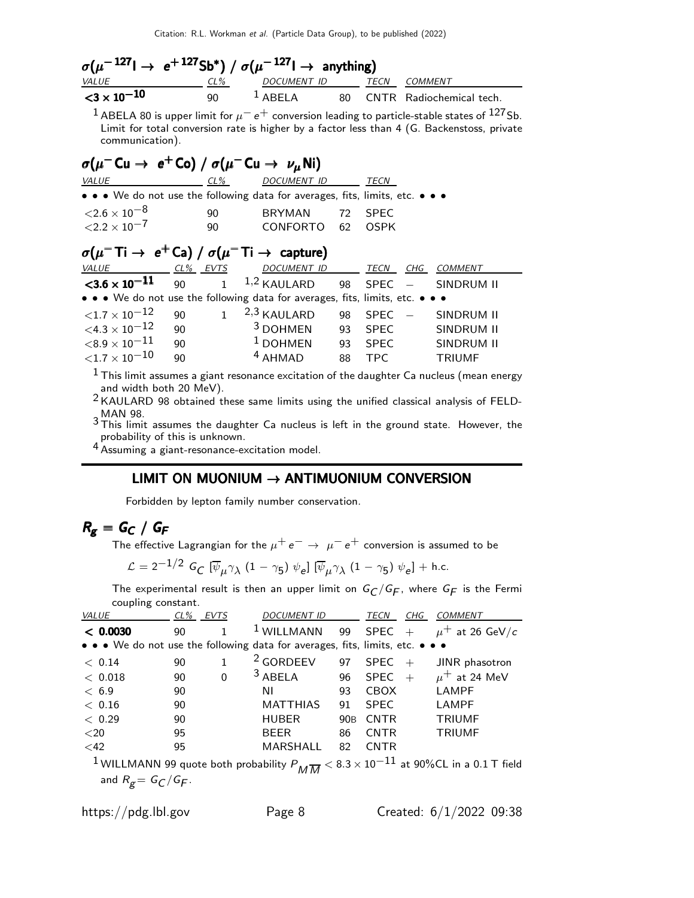### $\sigma(\mu^- {}^{127}\text{I} \to e^+ {}^{127}\text{Sb}^*) / \sigma(\mu^- {}^{127}\text{I} \to \text{anything})$

| VALUE | CL% | DOCUMENT ID | | TECN | COMMENT |
|---|---|---|---|---|---|
| $<3 \times 10^{-10}$ | 90 | [1] ABELA | 80 | CNTR | Radiochemical tech. |

[1] ABELA 80 is upper limit for $\mu^- e^+$ conversion leading to particle-stable states of $^{127}$Sb. Limit for total conversion rate is higher by a factor less than 4 (G. Backenstoss, private communication).

### $\sigma(\mu^- \text{Cu} \to e^+ \text{Co}) / \sigma(\mu^- \text{Cu} \to \nu_\mu \text{Ni})$

| VALUE | CL% | DOCUMENT ID | | TECN |
|---|---|---|---|---|
| • • • We do not use the following data for averages, fits, limits, etc. • • • | | | | |
| $<2.6 \times 10^{-8}$ | 90 | BRYMAN | 72 | SPEC |
| $<2.2 \times 10^{-7}$ | 90 | CONFORTO | 62 | OSPK |

### $\sigma(\mu^- \text{Ti} \to e^+ \text{Ca}) / \sigma(\mu^- \text{Ti} \to \text{capture})$

| VALUE | CL% | EVTS | DOCUMENT ID | | TECN | CHG | COMMENT |
|---|---|---|---|---|---|---|---|
| $<3.6 \times 10^{-11}$ | 90 | 1 | [1,2] KAULARD | 98 | SPEC | $-$ | SINDRUM II |
| • • • We do not use the following data for averages, fits, limits, etc. • • • | | | | | | | |
| $<1.7 \times 10^{-12}$ | 90 | 1 | [2,3] KAULARD | 98 | SPEC | $-$ | SINDRUM II |
| $<4.3 \times 10^{-12}$ | 90 | | [3] DOHMEN | 93 | SPEC | | SINDRUM II |
| $<8.9 \times 10^{-11}$ | 90 | | [1] DOHMEN | 93 | SPEC | | SINDRUM II |
| $<1.7 \times 10^{-10}$ | 90 | | [4] AHMAD | 88 | TPC | | TRIUMF |

[1] This limit assumes a giant resonance excitation of the daughter Ca nucleus (mean energy and width both 20 MeV).

[2] KAULARD 98 obtained these same limits using the unified classical analysis of FELDMAN 98.

[3] This limit assumes the daughter Ca nucleus is left in the ground state. However, the probability of this is unknown.

[4] Assuming a giant-resonance-excitation model.

---

## LIMIT ON MUONIUM → ANTIMUONIUM CONVERSION

Forbidden by lepton family number conservation.

### $R_g \equiv G_C \;/\; G_F$

The effective Lagrangian for the $\mu^+ e^- \to \mu^- e^+$ conversion is assumed to be

$$\mathcal{L} = 2^{-1/2}\, G_C\, [\overline{\psi}_\mu \gamma_\lambda\, (1-\gamma_5)\, \psi_e]\, [\overline{\psi}_\mu \gamma_\lambda\, (1-\gamma_5)\, \psi_e] + \text{h.c.}$$

The experimental result is then an upper limit on $G_C/G_F$, where $G_F$ is the Fermi coupling constant.

| VALUE | CL% | EVTS | DOCUMENT ID | | TECN | CHG | COMMENT |
|---|---|---|---|---|---|---|---|
| $< 0.0030$ | 90 | 1 | [1] WILLMANN | 99 | SPEC | $+$ | $\mu^+$ at 26 GeV/$c$ |
| • • • We do not use the following data for averages, fits, limits, etc. • • • | | | | | | | |
| $< 0.14$ | 90 | 1 | [2] GORDEEV | 97 | SPEC | $+$ | JINR phasotron |
| $< 0.018$ | 90 | 0 | [3] ABELA | 96 | SPEC | $+$ | $\mu^+$ at 24 MeV |
| $< 6.9$ | 90 | | NI | 93 | CBOX | | LAMPF |
| $< 0.16$ | 90 | | MATTHIAS | 91 | SPEC | | LAMPF |
| $< 0.29$ | 90 | | HUBER | 90B | CNTR | | TRIUMF |
| $<20$ | 95 | | BEER | 86 | CNTR | | TRIUMF |
| $<42$ | 95 | | MARSHALL | 82 | CNTR | | |

[1] WILLMANN 99 quote both probability $P_{M\overline{M}} < 8.3 \times 10^{-11}$ at 90%CL in a 0.1 T field and $R_g = G_C/G_F$.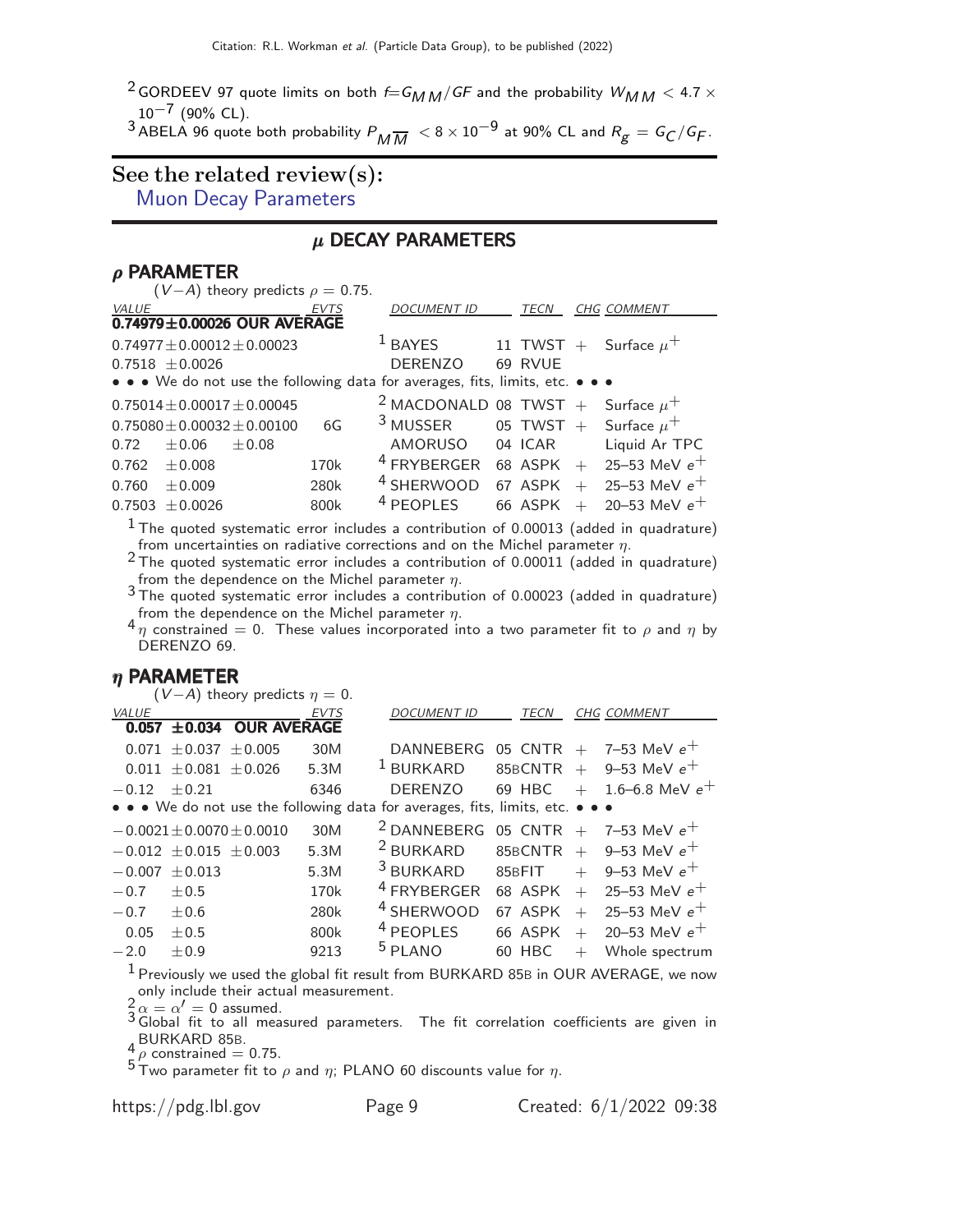[2] GORDEEV 97 quote limits on both $f = G_{MM}/GF$ and the probability $W_{MM} < 4.7 \times 10^{-7}$ (90% CL).

[3] ABELA 96 quote both probability $P_{M\overline{M}} < 8 \times 10^{-9}$ at 90% CL and $R_g = G_C/G_F$.

## See the related review(s):

Muon Decay Parameters

## $\mu$ DECAY PARAMETERS

### $\rho$ PARAMETER

($V-A$) theory predicts $\rho = 0.75$.

| VALUE | EVTS | DOCUMENT ID | | TECN | CHG | COMMENT |
|---|---|---|---|---|---|---|
| **0.74979±0.00026 OUR AVERAGE** | | | | | | |
| 0.74977±0.00012±0.00023 | | [1] BAYES | 11 | TWST | + | Surface $\mu^+$ |
| 0.7518 ±0.0026 | | DERENZO | 69 | RVUE | | |
| • • • We do not use the following data for averages, fits, limits, etc. • • • | | | | | | |
| 0.75014±0.00017±0.00045 | | [2] MACDONALD | 08 | TWST | + | Surface $\mu^+$ |
| 0.75080±0.00032±0.00100 | 6G | [3] MUSSER | 05 | TWST | + | Surface $\mu^+$ |
| 0.72 ±0.06 ±0.08 | | AMORUSO | 04 | ICAR | | Liquid Ar TPC |
| 0.762 ±0.008 | 170k | [4] FRYBERGER | 68 | ASPK | + | 25–53 MeV $e^+$ |
| 0.760 ±0.009 | 280k | [4] SHERWOOD | 67 | ASPK | + | 25–53 MeV $e^+$ |
| 0.7503 ±0.0026 | 800k | [4] PEOPLES | 66 | ASPK | + | 20–53 MeV $e^+$ |

[1] The quoted systematic error includes a contribution of 0.00013 (added in quadrature) from uncertainties on radiative corrections and on the Michel parameter $\eta$.

[2] The quoted systematic error includes a contribution of 0.00011 (added in quadrature) from the dependence on the Michel parameter $\eta$.

[3] The quoted systematic error includes a contribution of 0.00023 (added in quadrature) from the dependence on the Michel parameter $\eta$.

[4] $\eta$ constrained = 0. These values incorporated into a two parameter fit to $\rho$ and $\eta$ by DERENZO 69.

### $\eta$ PARAMETER

($V-A$) theory predicts $\eta = 0$.

| VALUE | EVTS | DOCUMENT ID | | TECN | CHG | COMMENT |
|---|---|---|---|---|---|---|
| **0.057 ±0.034 OUR AVERAGE** | | | | | | |
| 0.071 ±0.037 ±0.005 | 30M | DANNEBERG | 05 | CNTR | + | 7–53 MeV $e^+$ |
| 0.011 ±0.081 ±0.026 | 5.3M | [1] BURKARD | 85B | CNTR | + | 9–53 MeV $e^+$ |
| −0.12 ±0.21 | 6346 | DERENZO | 69 | HBC | + | 1.6–6.8 MeV $e^+$ |
| • • • We do not use the following data for averages, fits, limits, etc. • • • | | | | | | |
| −0.0021±0.0070±0.0010 | 30M | [2] DANNEBERG | 05 | CNTR | + | 7–53 MeV $e^+$ |
| −0.012 ±0.015 ±0.003 | 5.3M | [2] BURKARD | 85B | CNTR | + | 9–53 MeV $e^+$ |
| −0.007 ±0.013 | 5.3M | [3] BURKARD | 85B | FIT | + | 9–53 MeV $e^+$ |
| −0.7 ±0.5 | 170k | [4] FRYBERGER | 68 | ASPK | + | 25–53 MeV $e^+$ |
| −0.7 ±0.6 | 280k | [4] SHERWOOD | 67 | ASPK | + | 25–53 MeV $e^+$ |
| 0.05 ±0.5 | 800k | [4] PEOPLES | 66 | ASPK | + | 20–53 MeV $e^+$ |
| −2.0 ±0.9 | 9213 | [5] PLANO | 60 | HBC | + | Whole spectrum |

[1] Previously we used the global fit result from BURKARD 85B in OUR AVERAGE, we now only include their actual measurement.

[2] $\alpha = \alpha' = 0$ assumed.

[3] Global fit to all measured parameters. The fit correlation coefficients are given in BURKARD 85B.

[4] $\rho$ constrained = 0.75.

[5] Two parameter fit to $\rho$ and $\eta$; PLANO 60 discounts value for $\eta$.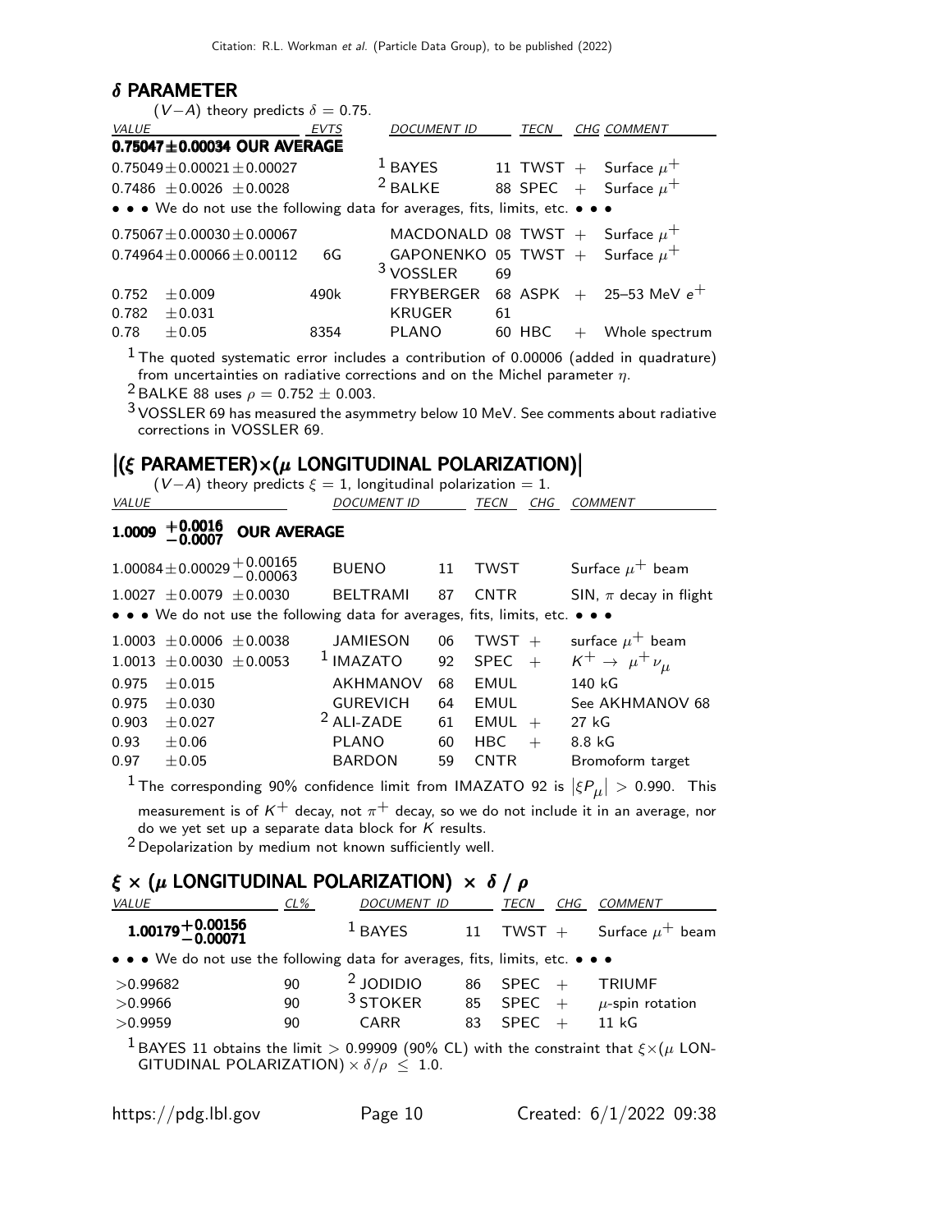## $\delta$ PARAMETER

$(V-A)$ theory predicts $\delta = 0.75$.

| VALUE | EVTS | DOCUMENT ID | | TECN | CHG | COMMENT |
|---|---|---|---|---|---|---|
| **0.75047±0.00034 OUR AVERAGE** | | | | | | |
| $0.75049 \pm 0.00021 \pm 0.00027$ | | [1] BAYES | 11 | TWST | + | Surface $\mu^+$ |
| $0.7486 \pm 0.0026 \pm 0.0028$ | | [2] BALKE | 88 | SPEC | + | Surface $\mu^+$ |
| • • • We do not use the following data for averages, fits, limits, etc. • • • | | | | | | |
| $0.75067 \pm 0.00030 \pm 0.00067$ | | MACDONALD | 08 | TWST | + | Surface $\mu^+$ |
| $0.74964 \pm 0.00066 \pm 0.00112$ | 6G | GAPONENKO | 05 | TWST | + | Surface $\mu^+$ |
| | | [3] VOSSLER | 69 | | | |
| $0.752 \pm 0.009$ | 490k | FRYBERGER | 68 | ASPK | + | 25–53 MeV $e^+$ |
| $0.782 \pm 0.031$ | | KRUGER | 61 | | | |
| $0.78 \pm 0.05$ | 8354 | PLANO | 60 | HBC | + | Whole spectrum |

[1] The quoted systematic error includes a contribution of 0.00006 (added in quadrature) from uncertainties on radiative corrections and on the Michel parameter $\eta$.

[2] BALKE 88 uses $\rho = 0.752 \pm 0.003$.

[3] VOSSLER 69 has measured the asymmetry below 10 MeV. See comments about radiative corrections in VOSSLER 69.

## $|(\xi$ PARAMETER$)\times(\mu$ LONGITUDINAL POLARIZATION$)|$

$(V-A)$ theory predicts $\xi = 1$, longitudinal polarization = 1.

| VALUE | DOCUMENT ID | | TECN | CHG | COMMENT |
|---|---|---|---|---|---|
| **$1.0009^{+0.0016}_{-0.0007}$ OUR AVERAGE** | | | | | |
| $1.00084 \pm 0.00029 ^{+0.00165}_{-0.00063}$ | BUENO | 11 | TWST | | Surface $\mu^+$ beam |
| $1.0027 \pm 0.0079 \pm 0.0030$ | BELTRAMI | 87 | CNTR | | SIN, $\pi$ decay in flight |
| • • • We do not use the following data for averages, fits, limits, etc. • • • | | | | | |
| $1.0003 \pm 0.0006 \pm 0.0038$ | JAMIESON | 06 | TWST | + | surface $\mu^+$ beam |
| $1.0013 \pm 0.0030 \pm 0.0053$ | [1] IMAZATO | 92 | SPEC | + | $K^+ \rightarrow \mu^+ \nu_\mu$ |
| $0.975 \pm 0.015$ | AKHMANOV | 68 | EMUL | | 140 kG |
| $0.975 \pm 0.030$ | GUREVICH | 64 | EMUL | | See AKHMANOV 68 |
| $0.903 \pm 0.027$ | [2] ALI-ZADE | 61 | EMUL | + | 27 kG |
| $0.93 \pm 0.06$ | PLANO | 60 | HBC | + | 8.8 kG |
| $0.97 \pm 0.05$ | BARDON | 59 | CNTR | | Bromoform target |

[1] The corresponding 90% confidence limit from IMAZATO 92 is $|\xi P_\mu| > 0.990$. This measurement is of $K^+$ decay, not $\pi^+$ decay, so we do not include it in an average, nor do we yet set up a separate data block for $K$ results.

[2] Depolarization by medium not known sufficiently well.

## $\xi \times (\mu$ LONGITUDINAL POLARIZATION$) \times \delta / \rho$

| VALUE | CL% | DOCUMENT ID | | TECN | CHG | COMMENT |
|---|---|---|---|---|---|---|
| **$1.00179^{+0.00156}_{-0.00071}$** | | [1] BAYES | 11 | TWST | + | Surface $\mu^+$ beam |
| • • • We do not use the following data for averages, fits, limits, etc. • • • | | | | | | |
| $>0.99682$ | 90 | [2] JODIDIO | 86 | SPEC | + | TRIUMF |
| $>0.9966$ | 90 | [3] STOKER | 85 | SPEC | + | $\mu$-spin rotation |
| $>0.9959$ | 90 | CARR | 83 | SPEC | + | 11 kG |

[1] BAYES 11 obtains the limit $> 0.99909$ (90% CL) with the constraint that $\xi \times (\mu$ LONGITUDINAL POLARIZATION$) \times \delta/\rho \leq 1.0$.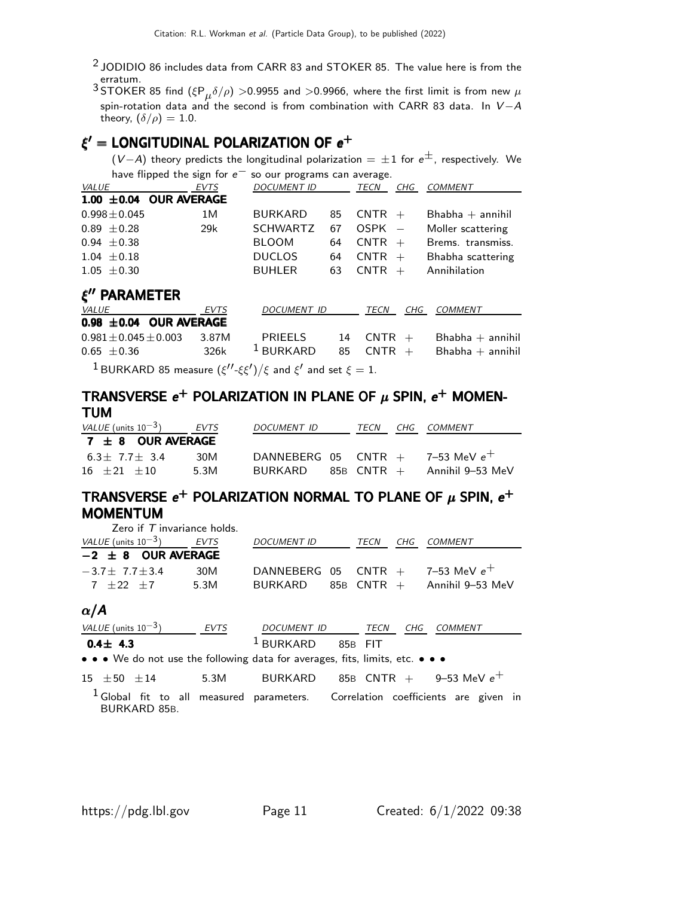[2] JODIDIO 86 includes data from CARR 83 and STOKER 85. The value here is from the erratum.

[3] STOKER 85 find $(\xi P_{\mu}\delta/\rho) > 0.9955$ and $> 0.9966$, where the first limit is from new $\mu$ spin-rotation data and the second is from combination with CARR 83 data. In $V-A$ theory, $(\delta/\rho) = 1.0$.

## $\xi' \equiv$ LONGITUDINAL POLARIZATION OF $e^+$

$(V-A)$ theory predicts the longitudinal polarization $= \pm1$ for $e^{\pm}$, respectively. We have flipped the sign for $e^-$ so our programs can average.

| VALUE | EVTS | DOCUMENT ID | | TECN | CHG | COMMENT |
|---|---|---|---|---|---|---|
| **1.00 ±0.04 OUR AVERAGE** | | | | | | |
| 0.998±0.045 | 1M | BURKARD | 85 | CNTR | + | Bhabha + annihil |
| 0.89 ±0.28 | 29k | SCHWARTZ | 67 | OSPK | − | Moller scattering |
| 0.94 ±0.38 | | BLOOM | 64 | CNTR | + | Brems. transmiss. |
| 1.04 ±0.18 | | DUCLOS | 64 | CNTR | + | Bhabha scattering |
| 1.05 ±0.30 | | BUHLER | 63 | CNTR | + | Annihilation |

## $\xi''$ PARAMETER

| VALUE | EVTS | DOCUMENT ID | | TECN | CHG | COMMENT |
|---|---|---|---|---|---|---|
| **0.98 ±0.04 OUR AVERAGE** | | | | | | |
| 0.981±0.045±0.003 | 3.87M | PRIEELS | 14 | CNTR | + | Bhabha + annihil |
| 0.65 ±0.36 | 326k | [1] BURKARD | 85 | CNTR | + | Bhabha + annihil |

[1] BURKARD 85 measure $(\xi''-\xi\xi')/\xi$ and $\xi'$ and set $\xi = 1$.

## TRANSVERSE $e^+$ POLARIZATION IN PLANE OF $\mu$ SPIN, $e^+$ MOMENTUM

| VALUE (units $10^{-3}$) | EVTS | DOCUMENT ID | | TECN | CHG | COMMENT |
|---|---|---|---|---|---|---|
| **7 ± 8 OUR AVERAGE** | | | | | | |
| 6.3± 7.7± 3.4 | 30M | DANNEBERG | 05 | CNTR | + | 7–53 MeV $e^+$ |
| 16 ±21 ±10 | 5.3M | BURKARD | 85B | CNTR | + | Annihil 9–53 MeV |

## TRANSVERSE $e^+$ POLARIZATION NORMAL TO PLANE OF $\mu$ SPIN, $e^+$ MOMENTUM

Zero if $T$ invariance holds.

| VALUE (units $10^{-3}$) | EVTS | DOCUMENT ID | | TECN | CHG | COMMENT |
|---|---|---|---|---|---|---|
| **−2 ± 8 OUR AVERAGE** | | | | | | |
| −3.7± 7.7±3.4 | 30M | DANNEBERG | 05 | CNTR | + | 7–53 MeV $e^+$ |
| 7 ±22 ±7 | 5.3M | BURKARD | 85B | CNTR | + | Annihil 9–53 MeV |

## $\alpha/A$

| VALUE (units $10^{-3}$) | EVTS | DOCUMENT ID | | TECN | CHG | COMMENT |
|---|---|---|---|---|---|---|
| **0.4± 4.3** | | [1] BURKARD | 85B | FIT | | |
| • • • We do not use the following data for averages, fits, limits, etc. • • • | | | | | | |
| 15 ±50 ±14 | 5.3M | BURKARD | 85B | CNTR | + | 9–53 MeV $e^+$ |

[1] Global fit to all measured parameters. Correlation coefficients are given in BURKARD 85B.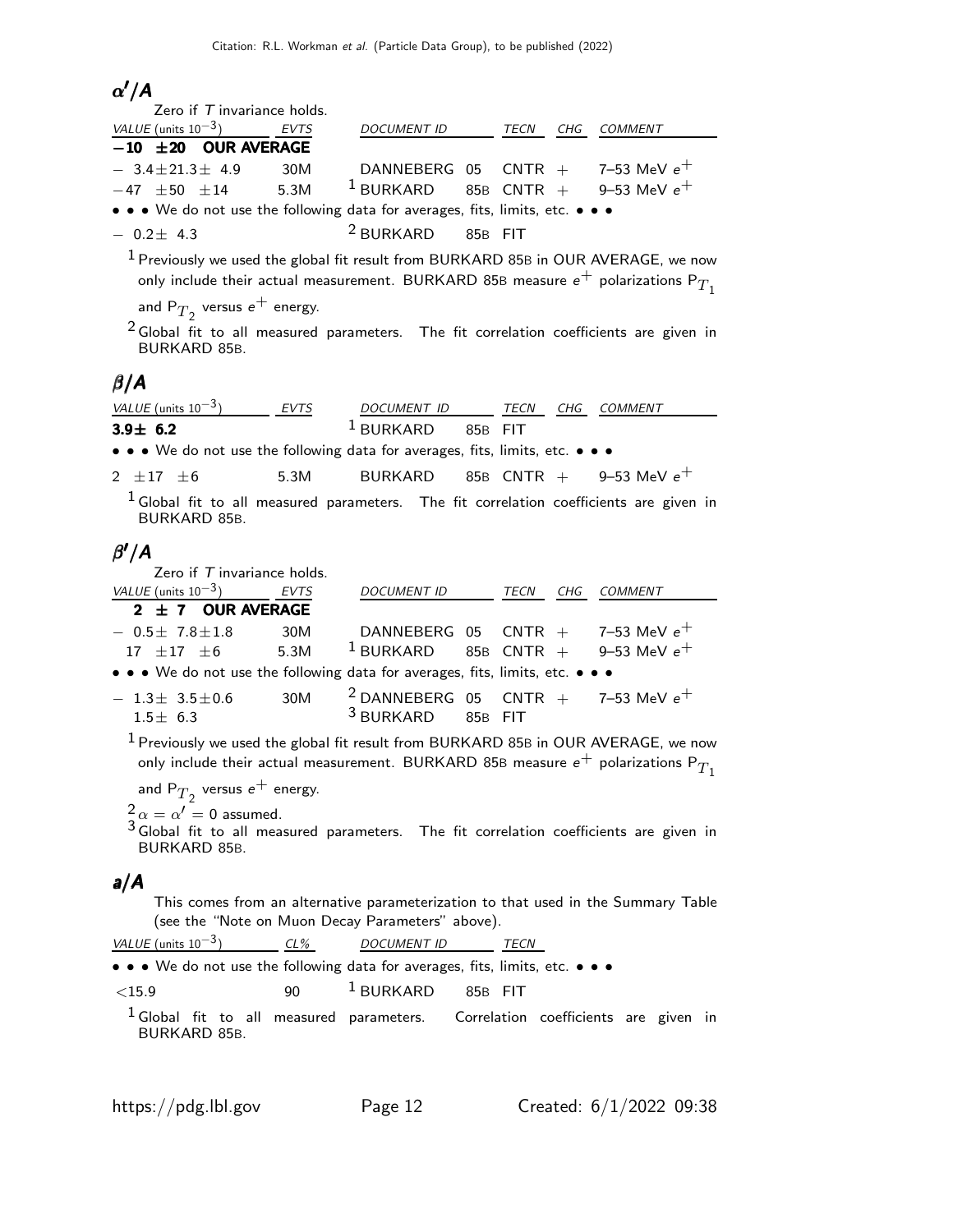## $\alpha'/A$

Zero if $T$ invariance holds.

| VALUE (units $10^{-3}$) | EVTS | DOCUMENT ID | | TECN | CHG | COMMENT |
|---|---|---|---|---|---|---|
| **−10 ±20 OUR AVERAGE** | | | | | | |
| $-\ 3.4\pm21.3\pm\ 4.9$ | 30M | DANNEBERG | 05 | CNTR | + | 7–53 MeV $e^+$ |
| $-47\ \pm50\ \pm14$ | 5.3M | [1] BURKARD | 85B | CNTR | + | 9–53 MeV $e^+$ |
| • • • We do not use the following data for averages, fits, limits, etc. • • • | | | | | | |
| $-\ 0.2\pm\ 4.3$ | | [2] BURKARD | 85B | FIT | | |

[1] Previously we used the global fit result from BURKARD 85B in OUR AVERAGE, we now only include their actual measurement. BURKARD 85B measure $e^+$ polarizations $P_{T_1}$ and $P_{T_2}$ versus $e^+$ energy.

[2] Global fit to all measured parameters. The fit correlation coefficients are given in BURKARD 85B.

## $\beta/A$

| VALUE (units $10^{-3}$) | EVTS | DOCUMENT ID | | TECN | CHG | COMMENT |
|---|---|---|---|---|---|---|
| **3.9± 6.2** | | [1] BURKARD | 85B | FIT | | |
| • • • We do not use the following data for averages, fits, limits, etc. • • • | | | | | | |
| $2\ \pm17\ \pm6$ | 5.3M | BURKARD | 85B | CNTR | + | 9–53 MeV $e^+$ |

[1] Global fit to all measured parameters. The fit correlation coefficients are given in BURKARD 85B.

## $\beta'/A$

Zero if $T$ invariance holds.

| VALUE (units $10^{-3}$) | EVTS | DOCUMENT ID | | TECN | CHG | COMMENT |
|---|---|---|---|---|---|---|
| **2 ± 7 OUR AVERAGE** | | | | | | |
| $-\ 0.5\pm\ 7.8\pm1.8$ | 30M | DANNEBERG | 05 | CNTR | + | 7–53 MeV $e^+$ |
| $17\ \pm17\ \pm6$ | 5.3M | [1] BURKARD | 85B | CNTR | + | 9–53 MeV $e^+$ |
| • • • We do not use the following data for averages, fits, limits, etc. • • • | | | | | | |
| $-\ 1.3\pm\ 3.5\pm0.6$ | 30M | [2] DANNEBERG | 05 | CNTR | + | 7–53 MeV $e^+$ |
| $1.5\pm\ 6.3$ | | [3] BURKARD | 85B | FIT | | |

[1] Previously we used the global fit result from BURKARD 85B in OUR AVERAGE, we now only include their actual measurement. BURKARD 85B measure $e^+$ polarizations $P_{T_1}$ and $P_{T_2}$ versus $e^+$ energy.

[2] $\alpha = \alpha' = 0$ assumed.

[3] Global fit to all measured parameters. The fit correlation coefficients are given in BURKARD 85B.

## $a/A$

This comes from an alternative parameterization to that used in the Summary Table (see the "Note on Muon Decay Parameters" above).

| VALUE (units $10^{-3}$) | CL% | DOCUMENT ID | | TECN |
|---|---|---|---|---|
| • • • We do not use the following data for averages, fits, limits, etc. • • • | | | | |
| $<15.9$ | 90 | [1] BURKARD | 85B | FIT |

[1] Global fit to all measured parameters. Correlation coefficients are given in BURKARD 85B.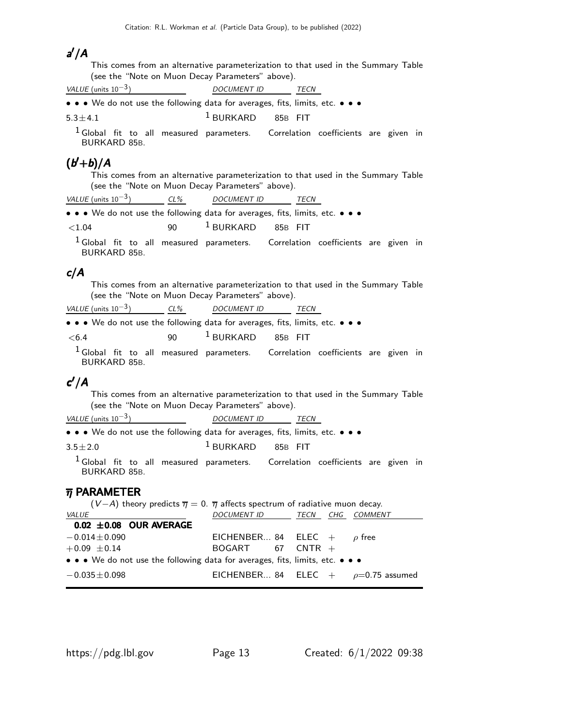## $a'/A$

This comes from an alternative parameterization to that used in the Summary Table (see the "Note on Muon Decay Parameters" above).

| VALUE (units $10^{-3}$) | DOCUMENT ID | TECN |
|---|---|---|
| • • • We do not use the following data for averages, fits, limits, etc. • • • | | |
| $5.3 \pm 4.1$ | [1] BURKARD 85B | FIT |

[1] Global fit to all measured parameters. Correlation coefficients are given in BURKARD 85B.

## $(b'+b)/A$

This comes from an alternative parameterization to that used in the Summary Table (see the "Note on Muon Decay Parameters" above).

| VALUE (units $10^{-3}$) | CL% | DOCUMENT ID | TECN |
|---|---|---|---|
| • • • We do not use the following data for averages, fits, limits, etc. • • • | | | |
| $<1.04$ | 90 | [1] BURKARD 85B | FIT |

[1] Global fit to all measured parameters. Correlation coefficients are given in BURKARD 85B.

## $c/A$

This comes from an alternative parameterization to that used in the Summary Table (see the "Note on Muon Decay Parameters" above).

| VALUE (units $10^{-3}$) | CL% | DOCUMENT ID | TECN |
|---|---|---|---|
| • • • We do not use the following data for averages, fits, limits, etc. • • • | | | |
| $<6.4$ | 90 | [1] BURKARD 85B | FIT |

[1] Global fit to all measured parameters. Correlation coefficients are given in BURKARD 85B.

## $c'/A$

This comes from an alternative parameterization to that used in the Summary Table (see the "Note on Muon Decay Parameters" above).

| VALUE (units $10^{-3}$) | DOCUMENT ID | TECN |
|---|---|---|
| • • • We do not use the following data for averages, fits, limits, etc. • • • | | |
| $3.5 \pm 2.0$ | [1] BURKARD 85B | FIT |

[1] Global fit to all measured parameters. Correlation coefficients are given in BURKARD 85B.

## $\overline{\eta}$ PARAMETER

$(V-A)$ theory predicts $\overline{\eta} = 0$. $\overline{\eta}$ affects spectrum of radiative muon decay.

| VALUE | DOCUMENT ID | TECN | CHG | COMMENT |
|---|---|---|---|---|
| **0.02 ±0.08 OUR AVERAGE** | | | | |
| $-0.014 \pm 0.090$ | EICHENBER... 84 | ELEC | + | $\rho$ free |
| $+0.09 \pm 0.14$ | BOGART 67 | CNTR | + | |
| • • • We do not use the following data for averages, fits, limits, etc. • • • | | | | |
| $-0.035 \pm 0.098$ | EICHENBER... 84 | ELEC | + | $\rho$=0.75 assumed |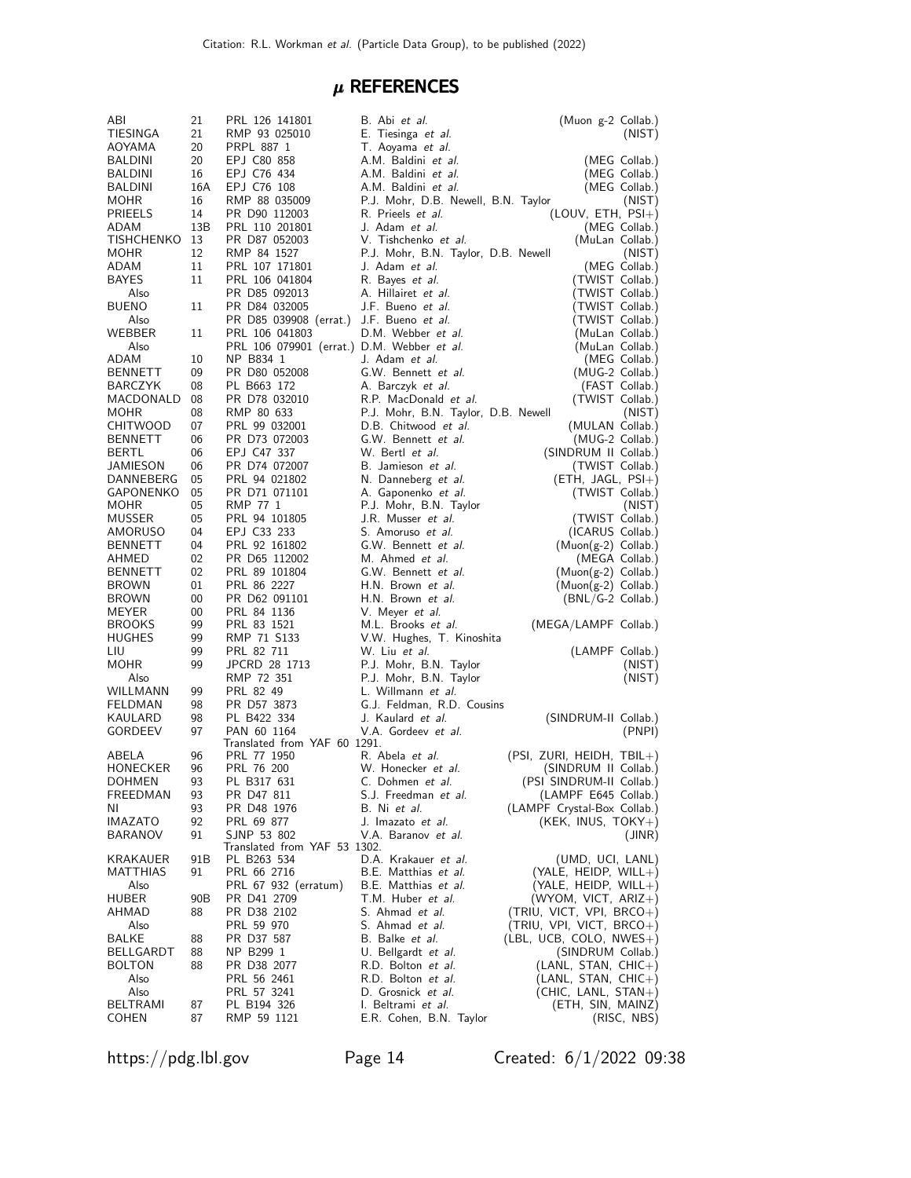# $\mu$ REFERENCES

| | | | | |
|---|---|---|---|---|
| ABI | 21 | PRL 126 141801 | B. Abi *et al.* | (Muon g-2 Collab.) |
| TIESINGA | 21 | RMP 93 025010 | E. Tiesinga *et al.* | (NIST) |
| AOYAMA | 20 | PRPL 887 1 | T. Aoyama *et al.* | |
| BALDINI | 20 | EPJ C80 858 | A.M. Baldini *et al.* | (MEG Collab.) |
| BALDINI | 16 | EPJ C76 434 | A.M. Baldini *et al.* | (MEG Collab.) |
| BALDINI | 16A | EPJ C76 108 | A.M. Baldini *et al.* | (MEG Collab.) |
| MOHR | 16 | RMP 88 035009 | P.J. Mohr, D.B. Newell, B.N. Taylor | (NIST) |
| PRIEELS | 14 | PR D90 112003 | R. Prieels *et al.* | (LOUV, ETH, PSI+) |
| ADAM | 13B | PRL 110 201801 | J. Adam *et al.* | (MEG Collab.) |
| TISHCHENKO | 13 | PR D87 052003 | V. Tishchenko *et al.* | (MuLan Collab.) |
| MOHR | 12 | RMP 84 1527 | P.J. Mohr, B.N. Taylor, D.B. Newell | (NIST) |
| ADAM | 11 | PRL 107 171801 | J. Adam *et al.* | (MEG Collab.) |
| BAYES | 11 | PRL 106 041804 | R. Bayes *et al.* | (TWIST Collab.) |
| Also | | PR D85 092013 | A. Hillairet *et al.* | (TWIST Collab.) |
| BUENO | 11 | PR D84 032005 | J.F. Bueno *et al.* | (TWIST Collab.) |
| Also | | PR D85 039908 (errat.) | J.F. Bueno *et al.* | (TWIST Collab.) |
| WEBBER | 11 | PRL 106 041803 | D.M. Webber *et al.* | (MuLan Collab.) |
| Also | | PRL 106 079901 (errat.) | D.M. Webber *et al.* | (MuLan Collab.) |
| ADAM | 10 | NP B834 1 | J. Adam *et al.* | (MEG Collab.) |
| BENNETT | 09 | PR D80 052008 | G.W. Bennett *et al.* | (MUG-2 Collab.) |
| BARCZYK | 08 | PL B663 172 | A. Barczyk *et al.* | (FAST Collab.) |
| MACDONALD | 08 | PR D78 032010 | R.P. MacDonald *et al.* | (TWIST Collab.) |
| MOHR | 08 | RMP 80 633 | P.J. Mohr, B.N. Taylor, D.B. Newell | (NIST) |
| CHITWOOD | 07 | PRL 99 032001 | D.B. Chitwood *et al.* | (MULAN Collab.) |
| BENNETT | 06 | PR D73 072003 | G.W. Bennett *et al.* | (MUG-2 Collab.) |
| BERTL | 06 | EPJ C47 337 | W. Bertl *et al.* | (SINDRUM II Collab.) |
| JAMIESON | 06 | PR D74 072007 | B. Jamieson *et al.* | (TWIST Collab.) |
| DANNEBERG | 05 | PRL 94 021802 | N. Danneberg *et al.* | (ETH, JAGL, PSI+) |
| GAPONENKO | 05 | PR D71 071101 | A. Gaponenko *et al.* | (TWIST Collab.) |
| MOHR | 05 | RMP 77 1 | P.J. Mohr, B.N. Taylor | (NIST) |
| MUSSER | 05 | PRL 94 101805 | J.R. Musser *et al.* | (TWIST Collab.) |
| AMORUSO | 04 | EPJ C33 233 | S. Amoruso *et al.* | (ICARUS Collab.) |
| BENNETT | 04 | PRL 92 161802 | G.W. Bennett *et al.* | (Muon(g-2) Collab.) |
| AHMED | 02 | PR D65 112002 | M. Ahmed *et al.* | (MEGA Collab.) |
| BENNETT | 02 | PRL 89 101804 | G.W. Bennett *et al.* | (Muon(g-2) Collab.) |
| BROWN | 01 | PRL 86 2227 | H.N. Brown *et al.* | (Muon(g-2) Collab.) |
| BROWN | 00 | PR D62 091101 | H.N. Brown *et al.* | (BNL/G-2 Collab.) |
| MEYER | 00 | PRL 84 1136 | V. Meyer *et al.* | |
| BROOKS | 99 | PRL 83 1521 | M.L. Brooks *et al.* | (MEGA/LAMPF Collab.) |
| HUGHES | 99 | RMP 71 S133 | V.W. Hughes, T. Kinoshita | |
| LIU | 99 | PRL 82 711 | W. Liu *et al.* | (LAMPF Collab.) |
| MOHR | 99 | JPCRD 28 1713 | P.J. Mohr, B.N. Taylor | (NIST) |
| Also | | RMP 72 351 | P.J. Mohr, B.N. Taylor | (NIST) |
| WILLMANN | 99 | PRL 82 49 | L. Willmann *et al.* | |
| FELDMAN | 98 | PR D57 3873 | G.J. Feldman, R.D. Cousins | |
| KAULARD | 98 | PL B422 334 | J. Kaulard *et al.* | (SINDRUM-II Collab.) |
| GORDEEV | 97 | PAN 60 1164 | V.A. Gordeev *et al.* | (PNPI) |
| | | Translated from YAF 60 1291. | | |
| ABELA | 96 | PRL 77 1950 | R. Abela *et al.* | (PSI, ZURI, HEIDH, TBIL+) |
| HONECKER | 96 | PRL 76 200 | W. Honecker *et al.* | (SINDRUM II Collab.) |
| DOHMEN | 93 | PL B317 631 | C. Dohmen *et al.* | (PSI SINDRUM-II Collab.) |
| FREEDMAN | 93 | PR D47 811 | S.J. Freedman *et al.* | (LAMPF E645 Collab.) |
| NI | 93 | PR D48 1976 | B. Ni *et al.* | (LAMPF Crystal-Box Collab.) |
| IMAZATO | 92 | PRL 69 877 | J. Imazato *et al.* | (KEK, INUS, TOKY+) |
| BARANOV | 91 | SJNP 53 802 | V.A. Baranov *et al.* | (JINR) |
| | | Translated from YAF 53 1302. | | |
| KRAKAUER | 91B | PL B263 534 | D.A. Krakauer *et al.* | (UMD, UCI, LANL) |
| MATTHIAS | 91 | PRL 66 2716 | B.E. Matthias *et al.* | (YALE, HEIDP, WILL+) |
| Also | | PRL 67 932 (erratum) | B.E. Matthias *et al.* | (YALE, HEIDP, WILL+) |
| HUBER | 90B | PR D41 2709 | T.M. Huber *et al.* | (WYOM, VICT, ARIZ+) |
| AHMAD | 88 | PR D38 2102 | S. Ahmad *et al.* | (TRIU, VICT, VPI, BRCO+) |
| Also | | PRL 59 970 | S. Ahmad *et al.* | (TRIU, VPI, VICT, BRCO+) |
| BALKE | 88 | PR D37 587 | B. Balke *et al.* | (LBL, UCB, COLO, NWES+) |
| BELLGARDT | 88 | NP B299 1 | U. Bellgardt *et al.* | (SINDRUM Collab.) |
| BOLTON | 88 | PR D38 2077 | R.D. Bolton *et al.* | (LANL, STAN, CHIC+) |
| Also | | PRL 56 2461 | R.D. Bolton *et al.* | (LANL, STAN, CHIC+) |
| Also | | PRL 57 3241 | D. Grosnick *et al.* | (CHIC, LANL, STAN+) |
| BELTRAMI | 87 | PL B194 326 | I. Beltrami *et al.* | (ETH, SIN, MAINZ) |
| COHEN | 87 | RMP 59 1121 | E.R. Cohen, B.N. Taylor | (RISC, NBS) |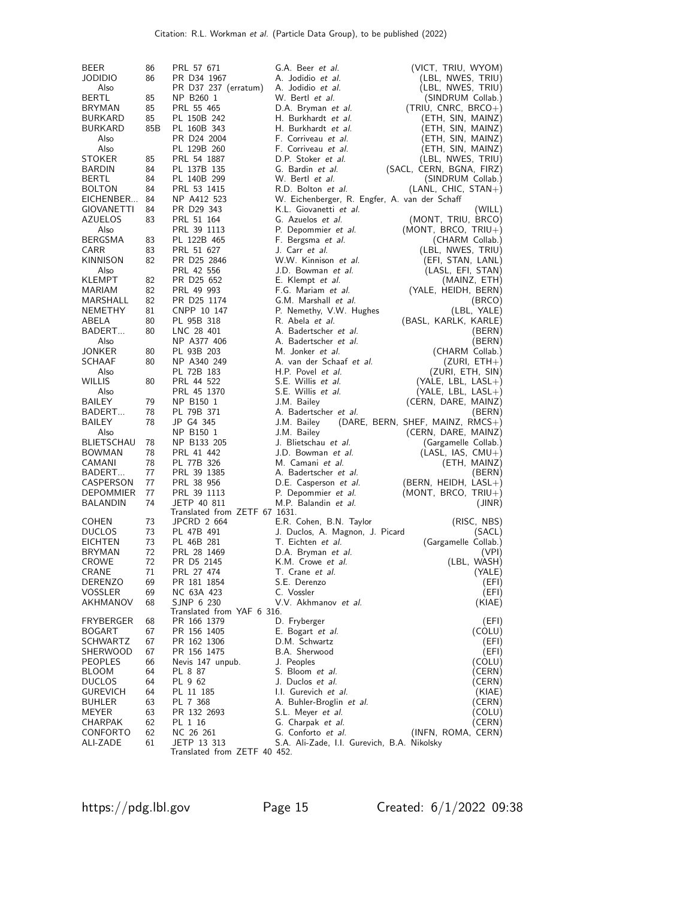| | | | | |
|---|---|---|---|---|
| BEER | 86 | PRL 57 671 | G.A. Beer *et al.* | (VICT, TRIU, WYOM) |
| JODIDIO | 86 | PR D34 1967 | A. Jodidio *et al.* | (LBL, NWES, TRIU) |
| Also | | PR D37 237 (erratum) | A. Jodidio *et al.* | (LBL, NWES, TRIU) |
| BERTL | 85 | NP B260 1 | W. Bertl *et al.* | (SINDRUM Collab.) |
| BRYMAN | 85 | PRL 55 465 | D.A. Bryman *et al.* | (TRIU, CNRC, BRCO+) |
| BURKARD | 85 | PL 150B 242 | H. Burkhardt *et al.* | (ETH, SIN, MAINZ) |
| BURKARD | 85B | PL 160B 343 | H. Burkhardt *et al.* | (ETH, SIN, MAINZ) |
| Also | | PR D24 2004 | F. Corriveau *et al.* | (ETH, SIN, MAINZ) |
| Also | | PL 129B 260 | F. Corriveau *et al.* | (ETH, SIN, MAINZ) |
| STOKER | 85 | PRL 54 1887 | D.P. Stoker *et al.* | (LBL, NWES, TRIU) |
| BARDIN | 84 | PL 137B 135 | G. Bardin *et al.* | (SACL, CERN, BGNA, FIRZ) |
| BERTL | 84 | PL 140B 299 | W. Bertl *et al.* | (SINDRUM Collab.) |
| BOLTON | 84 | PRL 53 1415 | R.D. Bolton *et al.* | (LANL, CHIC, STAN+) |
| EICHENBER... | 84 | NP A412 523 | W. Eichenberger, R. Engfer, A. van der Schaff | |
| GIOVANETTI | 84 | PR D29 343 | K.L. Giovanetti *et al.* | (WILL) |
| AZUELOS | 83 | PRL 51 164 | G. Azuelos *et al.* | (MONT, TRIU, BRCO) |
| Also | | PRL 39 1113 | P. Depommier *et al.* | (MONT, BRCO, TRIU+) |
| BERGSMA | 83 | PL 122B 465 | F. Bergsma *et al.* | (CHARM Collab.) |
| CARR | 83 | PRL 51 627 | J. Carr *et al.* | (LBL, NWES, TRIU) |
| KINNISON | 82 | PR D25 2846 | W.W. Kinnison *et al.* | (EFI, STAN, LANL) |
| Also | | PRL 42 556 | J.D. Bowman *et al.* | (LASL, EFI, STAN) |
| KLEMPT | 82 | PR D25 652 | E. Klempt *et al.* | (MAINZ, ETH) |
| MARIAM | 82 | PRL 49 993 | F.G. Mariam *et al.* | (YALE, HEIDH, BERN) |
| MARSHALL | 82 | PR D25 1174 | G.M. Marshall *et al.* | (BRCO) |
| NEMETHY | 81 | CNPP 10 147 | P. Nemethy, V.W. Hughes | (LBL, YALE) |
| ABELA | 80 | PL 95B 318 | R. Abela *et al.* | (BASL, KARLK, KARLE) |
| BADERT... | 80 | LNC 28 401 | A. Badertscher *et al.* | (BERN) |
| Also | | NP A377 406 | A. Badertscher *et al.* | (BERN) |
| JONKER | 80 | PL 93B 203 | M. Jonker *et al.* | (CHARM Collab.) |
| SCHAAF | 80 | NP A340 249 | A. van der Schaaf *et al.* | (ZURI, ETH+) |
| Also | | PL 72B 183 | H.P. Povel *et al.* | (ZURI, ETH, SIN) |
| WILLIS | 80 | PRL 44 522 | S.E. Willis *et al.* | (YALE, LBL, LASL+) |
| Also | | PRL 45 1370 | S.E. Willis *et al.* | (YALE, LBL, LASL+) |
| BAILEY | 79 | NP B150 1 | J.M. Bailey | (CERN, DARE, MAINZ) |
| BADERT... | 78 | PL 79B 371 | A. Badertscher *et al.* | (BERN) |
| BAILEY | 78 | JP G4 345 | J.M. Bailey | (DARE, BERN, SHEF, MAINZ, RMCS+) |
| Also | | NP B150 1 | J.M. Bailey | (CERN, DARE, MAINZ) |
| BLIETSCHAU | 78 | NP B133 205 | J. Blietschau *et al.* | (Gargamelle Collab.) |
| BOWMAN | 78 | PRL 41 442 | J.D. Bowman *et al.* | (LASL, IAS, CMU+) |
| CAMANI | 78 | PL 77B 326 | M. Camani *et al.* | (ETH, MAINZ) |
| BADERT... | 77 | PRL 39 1385 | A. Badertscher *et al.* | (BERN) |
| CASPERSON | 77 | PRL 38 956 | D.E. Casperson *et al.* | (BERN, HEIDH, LASL+) |
| DEPOMMIER | 77 | PRL 39 1113 | P. Depommier *et al.* | (MONT, BRCO, TRIU+) |
| BALANDIN | 74 | JETP 40 811 | M.P. Balandin *et al.* | (JINR) |
| | | Translated from ZETF 67 1631. | | |
| COHEN | 73 | JPCRD 2 664 | E.R. Cohen, B.N. Taylor | (RISC, NBS) |
| DUCLOS | 73 | PL 47B 491 | J. Duclos, A. Magnon, J. Picard | (SACL) |
| EICHTEN | 73 | PL 46B 281 | T. Eichten *et al.* | (Gargamelle Collab.) |
| BRYMAN | 72 | PRL 28 1469 | D.A. Bryman *et al.* | (VPI) |
| CROWE | 72 | PR D5 2145 | K.M. Crowe *et al.* | (LBL, WASH) |
| CRANE | 71 | PRL 27 474 | T. Crane *et al.* | (YALE) |
| DERENZO | 69 | PR 181 1854 | S.E. Derenzo | (EFI) |
| VOSSLER | 69 | NC 63A 423 | C. Vossler | (EFI) |
| AKHMANOV | 68 | SJNP 6 230 | V.V. Akhmanov *et al.* | (KIAE) |
| | | Translated from YAF 6 316. | | |
| FRYBERGER | 68 | PR 166 1379 | D. Fryberger | (EFI) |
| BOGART | 67 | PR 156 1405 | E. Bogart *et al.* | (COLU) |
| SCHWARTZ | 67 | PR 162 1306 | D.M. Schwartz | (EFI) |
| SHERWOOD | 67 | PR 156 1475 | B.A. Sherwood | (EFI) |
| PEOPLES | 66 | Nevis 147 unpub. | J. Peoples | (COLU) |
| BLOOM | 64 | PL 8 87 | S. Bloom *et al.* | (CERN) |
| DUCLOS | 64 | PL 9 62 | J. Duclos *et al.* | (CERN) |
| GUREVICH | 64 | PL 11 185 | I.I. Gurevich *et al.* | (KIAE) |
| BUHLER | 63 | PL 7 368 | A. Buhler-Broglin *et al.* | (CERN) |
| MEYER | 63 | PR 132 2693 | S.L. Meyer *et al.* | (COLU) |
| CHARPAK | 62 | PL 1 16 | G. Charpak *et al.* | (CERN) |
| CONFORTO | 62 | NC 26 261 | G. Conforto *et al.* | (INFN, ROMA, CERN) |
| ALI-ZADE | 61 | JETP 13 313 | S.A. Ali-Zade, I.I. Gurevich, B.A. Nikolsky | |
| | | Translated from ZETF 40 452. | | |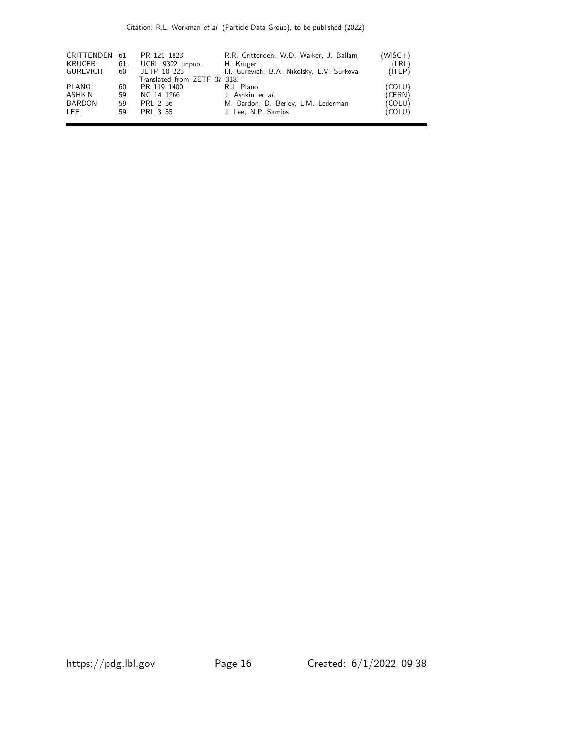| | | | | |
|---|---|---|---|---|
| CRITTENDEN | 61 | PR 121 1823 | R.R. Crittenden, W.D. Walker, J. Ballam | (WISC+) |
| KRUGER | 61 | UCRL 9322 unpub. | H. Kruger | (LRL) |
| GUREVICH | 60 | JETP 10 225 | I.I. Gurevich, B.A. Nikolsky, L.V. Surkova | (ITEP) |
| | | Translated from ZETF 37 318. | | |
| PLANO | 60 | PR 119 1400 | R.J. Plano | (COLU) |
| ASHKIN | 59 | NC 14 1266 | J. Ashkin *et al.* | (CERN) |
| BARDON | 59 | PRL 2 56 | M. Bardon, D. Berley, L.M. Lederman | (COLU) |
| LEE | 59 | PRL 3 55 | J. Lee, N.P. Samios | (COLU) |